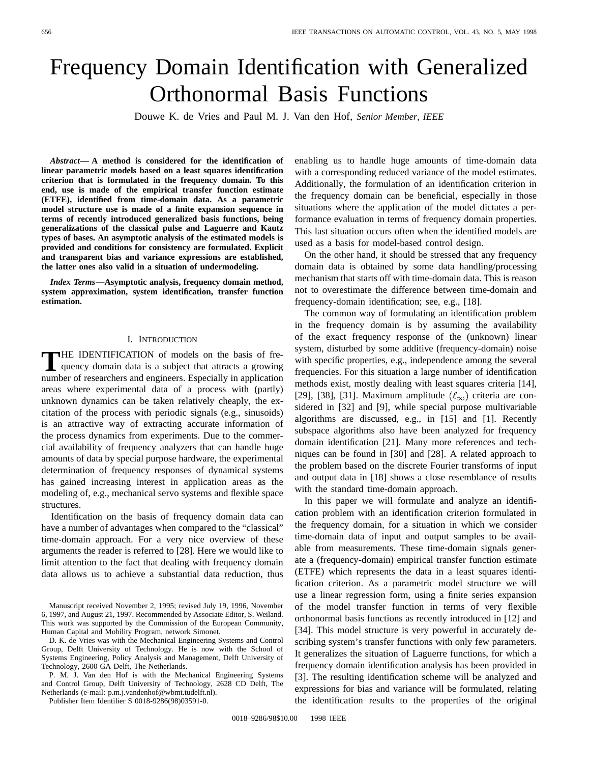# Frequency Domain Identification with Generalized Orthonormal Basis Functions

Douwe K. de Vries and Paul M. J. Van den Hof, *Senior Member, IEEE*

***Abstract*— A method is considered for the identification of linear parametric models based on a least squares identification criterion that is formulated in the frequency domain. To this end, use is made of the empirical transfer function estimate (ETFE), identified from time-domain data. As a parametric model structure use is made of a finite expansion sequence in terms of recently introduced generalized basis functions, being generalizations of the classical pulse and Laguerre and Kautz types of bases. An asymptotic analysis of the estimated models is provided and conditions for consistency are formulated. Explicit and transparent bias and variance expressions are established, the latter ones also valid in a situation of undermodeling.**

***Index Terms*—Asymptotic analysis, frequency domain method, system approximation, system identification, transfer function estimation.**

## I. Introduction

THE IDENTIFICATION of models on the basis of frequency domain data is a subject that attracts a growing number of researchers and engineers. Especially in application areas where experimental data of a process with (partly) unknown dynamics can be taken relatively cheaply, the excitation of the process with periodic signals (e.g., sinusoids) is an attractive way of extracting accurate information of the process dynamics from experiments. Due to the commercial availability of frequency analyzers that can handle huge amounts of data by special purpose hardware, the experimental determination of frequency responses of dynamical systems has gained increasing interest in application areas as the modeling of, e.g., mechanical servo systems and flexible space structures.

Identification on the basis of frequency domain data can have a number of advantages when compared to the "classical" time-domain approach. For a very nice overview of these arguments the reader is referred to [28]. Here we would like to limit attention to the fact that dealing with frequency domain data allows us to achieve a substantial data reduction, thus enabling us to handle huge amounts of time-domain data with a corresponding reduced variance of the model estimates. Additionally, the formulation of an identification criterion in the frequency domain can be beneficial, especially in those situations where the application of the model dictates a performance evaluation in terms of frequency domain properties. This last situation occurs often when the identified models are used as a basis for model-based control design.

On the other hand, it should be stressed that any frequency domain data is obtained by some data handling/processing mechanism that starts off with time-domain data. This is reason not to overestimate the difference between time-domain and frequency-domain identification; see, e.g., [18].

The common way of formulating an identification problem in the frequency domain is by assuming the availability of the exact frequency response of the (unknown) linear system, disturbed by some additive (frequency-domain) noise with specific properties, e.g., independence among the several frequencies. For this situation a large number of identification methods exist, mostly dealing with least squares criteria [14], [29], [38], [31]. Maximum amplitude ($\ell_\infty$) criteria are considered in [32] and [9], while special purpose multivariable algorithms are discussed, e.g., in [15] and [1]. Recently subspace algorithms also have been analyzed for frequency domain identification [21]. Many more references and techniques can be found in [30] and [28]. A related approach to the problem based on the discrete Fourier transforms of input and output data in [18] shows a close resemblance of results with the standard time-domain approach.

In this paper we will formulate and analyze an identification problem with an identification criterion formulated in the frequency domain, for a situation in which we consider time-domain data of input and output samples to be available from measurements. These time-domain signals generate a (frequency-domain) empirical transfer function estimate (ETFE) which represents the data in a least squares identification criterion. As a parametric model structure we will use a linear regression form, using a finite series expansion of the model transfer function in terms of very flexible orthonormal basis functions as recently introduced in [12] and [34]. This model structure is very powerful in accurately describing system's transfer functions with only few parameters. It generalizes the situation of Laguerre functions, for which a frequency domain identification analysis has been provided in [3]. The resulting identification scheme will be analyzed and expressions for bias and variance will be formulated, relating the identification results to the properties of the original

Manuscript received November 2, 1995; revised July 19, 1996, November 6, 1997, and August 21, 1997. Recommended by Associate Editor, S. Weiland. This work was supported by the Commission of the European Community, Human Capital and Mobility Program, network Simonet.

D. K. de Vries was with the Mechanical Engineering Systems and Control Group, Delft University of Technology. He is now with the School of Systems Engineering, Policy Analysis and Management, Delft University of Technology, 2600 GA Delft, The Netherlands.

P. M. J. Van den Hof is with the Mechanical Engineering Systems and Control Group, Delft University of Technology, 2628 CD Delft, The Netherlands (e-mail: p.m.j.vandenhof@wbmt.tudelft.nl).

Publisher Item Identifier S 0018-9286(98)03591-0.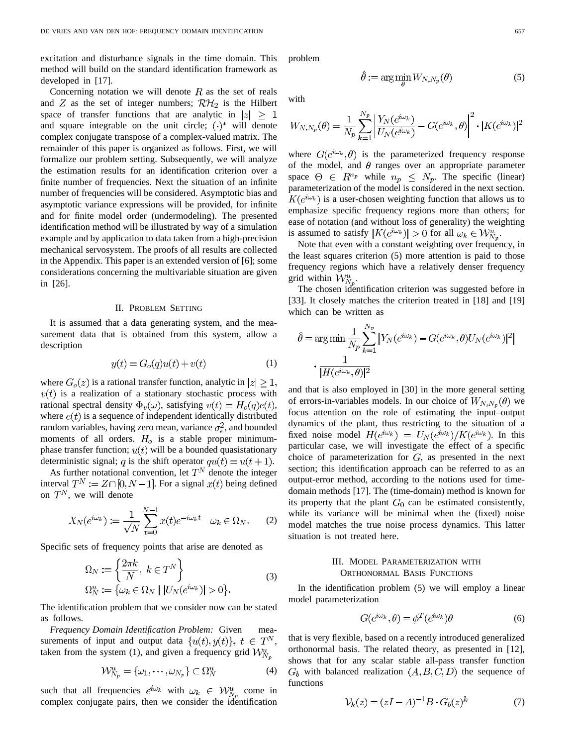excitation and disturbance signals in the time domain. This method will build on the standard identification framework as developed in [17].

Concerning notation we will denote $R$ as the set of reals and $Z$ as the set of integer numbers; $\mathcal{RH}_2$ is the Hilbert space of transfer functions that are analytic in $|z| \geq 1$ and square integrable on the unit circle; $(\cdot)^*$ will denote complex conjugate transpose of a complex-valued matrix. The remainder of this paper is organized as follows. First, we will formalize our problem setting. Subsequently, we will analyze the estimation results for an identification criterion over a finite number of frequencies. Next the situation of an infinite number of frequencies will be considered. Asymptotic bias and asymptotic variance expressions will be provided, for infinite and for finite model order (undermodeling). The presented identification method will be illustrated by way of a simulation example and by application to data taken from a high-precision mechanical servosystem. The proofs of all results are collected in the Appendix. This paper is an extended version of [6]; some considerations concerning the multivariable situation are given in [26].

## II. Problem Setting

It is assumed that a data generating system, and the measurement data that is obtained from this system, allow a description

$$y(t) = G_o(q)u(t) + v(t) \tag{1}$$

where $G_o(z)$ is a rational transfer function, analytic in $|z| \geq 1$, $v(t)$ is a realization of a stationary stochastic process with rational spectral density $\Phi_v(\omega)$, satisfying $v(t) = H_o(q)e(t)$, where $e(t)$ is a sequence of independent identically distributed random variables, having zero mean, variance $\sigma_e^2$, and bounded moments of all orders. $H_o$ is a stable proper minimum-phase transfer function; $u(t)$ will be a bounded quasistationary deterministic signal; $q$ is the shift operator $qu(t) = u(t+1)$.

As further notational convention, let $T^N$ denote the integer interval $T^N := Z \cap [0, N-1]$. For a signal $x(t)$ being defined on $T^N$, we will denote

$$X_N(e^{i\omega_k}) := \frac{1}{\sqrt{N}} \sum_{t=0}^{N-1} x(t)e^{-i\omega_k t} \quad \omega_k \in \Omega_N. \tag{2}$$

Specific sets of frequency points that arise are denoted as

$$\begin{aligned} \Omega_N &:= \left\{ \frac{2\pi k}{N},\ k \in T^N \right\} \\ \Omega_N^u &:= \left\{ \omega_k \in \Omega_N \mid |U_N(e^{i\omega_k})| > 0 \right\}. \end{aligned} \tag{3}$$

The identification problem that we consider now can be stated as follows.

*Frequency Domain Identification Problem:* Given measurements of input and output data $\{u(t), y(t)\}$, $t \in T^N$, taken from the system (1), and given a frequency grid $\mathcal{W}_{N_p}^u$

$$\mathcal{W}_{N_p}^u = \{\omega_1, \cdots, \omega_{N_p}\} \subset \Omega_N^u \tag{4}$$

such that all frequencies $e^{i\omega_k}$ with $\omega_k \in \mathcal{W}_{N_p}^u$ come in complex conjugate pairs, then we consider the identification problem

$$\hat{\theta} := \arg\min_{\theta} W_{N,N_p}(\theta) \tag{5}$$

with

$$W_{N,N_p}(\theta) = \frac{1}{N_p} \sum_{k=1}^{N_p} \left| \frac{Y_N(e^{i\omega_k})}{U_N(e^{i\omega_k})} - G(e^{i\omega_k}, \theta) \right|^2 \cdot |K(e^{i\omega_k})|^2$$

where $G(e^{i\omega_k}, \theta)$ is the parameterized frequency response of the model, and $\theta$ ranges over an appropriate parameter space $\Theta \in R^{n_p}$ while $n_p \leq N_p$. The specific (linear) parameterization of the model is considered in the next section. $K(e^{i\omega_k})$ is a user-chosen weighting function that allows us to emphasize specific frequency regions more than others; for ease of notation (and without loss of generality) the weighting is assumed to satisfy $|K(e^{i\omega_k})| > 0$ for all $\omega_k \in \mathcal{W}_{N_p}^u$.

Note that even with a constant weighting over frequency, in the least squares criterion (5) more attention is paid to those frequency regions which have a relatively denser frequency grid within $\mathcal{W}_{N_p}^u$.

The chosen identification criterion was suggested before in [33]. It closely matches the criterion treated in [18] and [19] which can be written as

$$\hat{\theta} = \arg\min \frac{1}{N_p} \sum_{k=1}^{N_p} \left| Y_N(e^{i\omega_k}) - G(e^{i\omega_k}, \theta)U_N(e^{i\omega_k}) \right|^2 \cdot \frac{1}{|H(e^{i\omega_k}, \theta)|^2}$$

and that is also employed in [30] in the more general setting of errors-in-variables models. In our choice of $W_{N,N_p}(\theta)$ we focus attention on the role of estimating the input–output dynamics of the plant, thus restricting to the situation of a fixed noise model $H(e^{i\omega_k}) = U_N(e^{i\omega_k})/K(e^{i\omega_k})$. In this particular case, we will investigate the effect of a specific choice of parameterization for $G$, as presented in the next section; this identification approach can be referred to as an output-error method, according to the notions used for time-domain methods [17]. The (time-domain) method is known for its property that the plant $G_0$ can be estimated consistently, while its variance will be minimal when the (fixed) noise model matches the true noise process dynamics. This latter situation is not treated here.

## III. Model Parameterization with Orthonormal Basis Functions

In the identification problem (5) we will employ a linear model parameterization

$$G(e^{i\omega_k}, \theta) = \phi^T(e^{i\omega_k})\theta \tag{6}$$

that is very flexible, based on a recently introduced generalized orthonormal basis. The related theory, as presented in [12], shows that for any scalar stable all-pass transfer function $G_b$ with balanced realization $(A, B, C, D)$ the sequence of functions

$$\mathcal{V}_k(z) = (zI - A)^{-1}B \cdot G_b(z)^k \tag{7}$$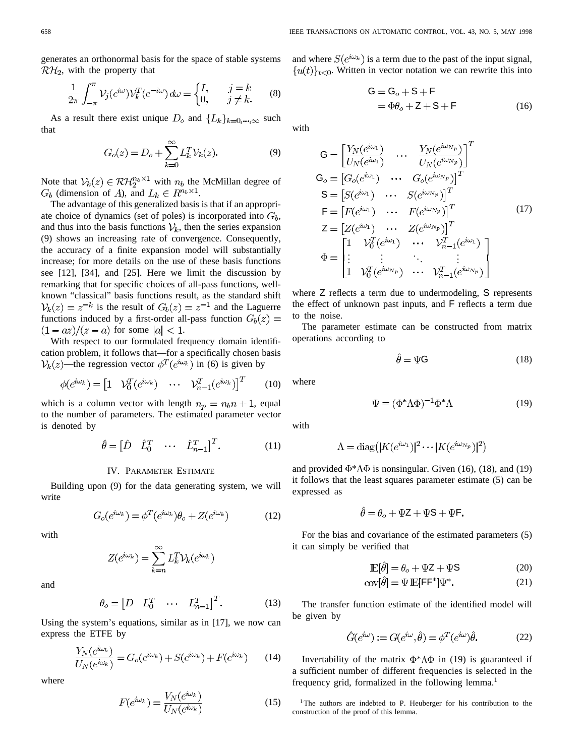generates an orthonormal basis for the space of stable systems $\mathcal{RH}_2$, with the property that

$$\frac{1}{2\pi}\int_{-\pi}^{\pi}\mathcal{V}_j(e^{i\omega})\mathcal{V}_k^T(e^{-i\omega})\,d\omega = \begin{cases} I, & j=k \\ 0, & j\neq k. \end{cases} \tag{8}$$

As a result there exist unique $D_o$ and $\{L_k\}_{k=0,\cdots,\infty}$ such that

$$G_o(z) = D_o + \sum_{k=0}^{\infty} L_k^T \mathcal{V}_k(z). \tag{9}$$

Note that $\mathcal{V}_k(z)\in\mathcal{RH}_2^{n_b\times 1}$ with $n_b$ the McMillan degree of $G_b$ (dimension of $A$), and $L_k \in R^{n_b\times 1}$.

The advantage of this generalized basis is that if an appropriate choice of dynamics (set of poles) is incorporated into $G_b$, and thus into the basis functions $\mathcal{V}_k$, then the series expansion (9) shows an increasing rate of convergence. Consequently, the accuracy of a finite expansion model will substantially increase; for more details on the use of these basis functions see [12], [34], and [25]. Here we limit the discussion by remarking that for specific choices of all-pass functions, well-known "classical" basis functions result, as the standard shift $\mathcal{V}_k(z) = z^{-k}$ is the result of $G_b(z) = z^{-1}$ and the Laguerre functions induced by a first-order all-pass function $G_b(z) = (1-az)/(z-a)$ for some $|a|<1$.

With respect to our formulated frequency domain identification problem, it follows that—for a specifically chosen basis $\mathcal{V}_k(z)$—the regression vector $\phi^T(e^{i\omega_k})$ in (6) is given by

$$\phi(e^{i\omega_k}) = \begin{bmatrix} 1 & \mathcal{V}_0^T(e^{i\omega_k}) & \cdots & \mathcal{V}_{n-1}^T(e^{i\omega_k})\end{bmatrix}^T \tag{10}$$

which is a column vector with length $n_p = n_b n + 1$, equal to the number of parameters. The estimated parameter vector is denoted by

$$\hat{\theta} = \begin{bmatrix} \hat{D} & \hat{L}_0^T & \cdots & \hat{L}_{n-1}^T \end{bmatrix}^T. \tag{11}$$

## IV. Parameter Estimate

Building upon (9) for the data generating system, we will write

$$G_o(e^{i\omega_k}) = \phi^T(e^{i\omega_k})\theta_o + Z(e^{i\omega_k}) \tag{12}$$

with

$$Z(e^{i\omega_k}) = \sum_{k=n}^{\infty} L_k^T \mathcal{V}_k(e^{i\omega_k})$$

and

$$\theta_o = \begin{bmatrix} D & L_0^T & \cdots & L_{n-1}^T\end{bmatrix}^T. \tag{13}$$

Using the system's equations, similar as in [17], we now can express the ETFE by

$$\frac{Y_N(e^{i\omega_k})}{U_N(e^{i\omega_k})} = G_o(e^{i\omega_k}) + S(e^{i\omega_k}) + F(e^{i\omega_k}) \tag{14}$$

where

$$F(e^{i\omega_k}) = \frac{V_N(e^{i\omega_k})}{U_N(e^{i\omega_k})} \tag{15}$$

and where $S(e^{i\omega_k})$ is a term due to the past of the input signal, $\{u(t)\}_{t<0}$. Written in vector notation we can rewrite this into

$$\begin{aligned} \mathsf{G} &= \mathsf{G}_o + \mathsf{S} + \mathsf{F} \\ &= \Phi\theta_o + \mathsf{Z} + \mathsf{S} + \mathsf{F} \end{aligned} \tag{16}$$

with

$$\begin{aligned}
\mathsf{G} &= \begin{bmatrix} \dfrac{Y_N(e^{i\omega_1})}{U_N(e^{i\omega_1})} & \cdots & \dfrac{Y_N(e^{i\omega_{N_p}})}{U_N(e^{i\omega_{N_p}})}\end{bmatrix}^T \\
\mathsf{G}_o &= \begin{bmatrix} G_o(e^{i\omega_1}) & \cdots & G_o(e^{i\omega_{N_p}})\end{bmatrix}^T \\
\mathsf{S} &= \begin{bmatrix} S(e^{i\omega_1}) & \cdots & S(e^{i\omega_{N_p}})\end{bmatrix}^T \\
\mathsf{F} &= \begin{bmatrix} F(e^{i\omega_1}) & \cdots & F(e^{i\omega_{N_p}})\end{bmatrix}^T \\
\mathsf{Z} &= \begin{bmatrix} Z(e^{i\omega_1}) & \cdots & Z(e^{i\omega_{N_p}})\end{bmatrix}^T \\
\Phi &= \begin{bmatrix} 1 & \mathcal{V}_0^T(e^{i\omega_1}) & \cdots & \mathcal{V}_{n-1}^T(e^{i\omega_1}) \\ \vdots & \vdots & \ddots & \vdots \\ 1 & \mathcal{V}_0^T(e^{i\omega_{N_p}}) & \cdots & \mathcal{V}_{n-1}^T(e^{i\omega_{N_p}})\end{bmatrix}
\end{aligned} \tag{17}$$

where $\mathsf{Z}$ reflects a term due to undermodeling, $\mathsf{S}$ represents the effect of unknown past inputs, and $\mathsf{F}$ reflects a term due to the noise.

The parameter estimate can be constructed from matrix operations according to

$$\hat{\theta} = \Psi\mathsf{G} \tag{18}$$

where

$$\Psi = (\Phi^*\Lambda\Phi)^{-1}\Phi^*\Lambda \tag{19}$$

with

$$\Lambda = \mathrm{diag}\big(|K(e^{i\omega_1})|^2 \cdots |K(e^{i\omega_{N_p}})|^2\big)$$

and provided $\Phi^*\Lambda\Phi$ is nonsingular. Given (16), (18), and (19) it follows that the least squares parameter estimate (5) can be expressed as

$$\hat{\theta} = \theta_o + \Psi\mathsf{Z} + \Psi\mathsf{S} + \Psi\mathsf{F}.$$

For the bias and covariance of the estimated parameters (5) it can simply be verified that

$$\mathbb{E}[\hat{\theta}] = \theta_o + \Psi\mathsf{Z} + \Psi\mathsf{S} \tag{20}$$

$$\mathrm{cov}[\hat{\theta}] = \Psi\,\mathbb{E}[\mathsf{F}\mathsf{F}^*]\Psi^*. \tag{21}$$

The transfer function estimate of the identified model will be given by

$$\hat{G}(e^{i\omega}) := G(e^{i\omega},\hat{\theta}) = \phi^T(e^{i\omega})\hat{\theta}. \tag{22}$$

Invertability of the matrix $\Phi^*\Lambda\Phi$ in (19) is guaranteed if a sufficient number of different frequencies is selected in the frequency grid, formalized in the following lemma.[1]

[1] The authors are indebted to P. Heuberger for his contribution to the construction of the proof of this lemma.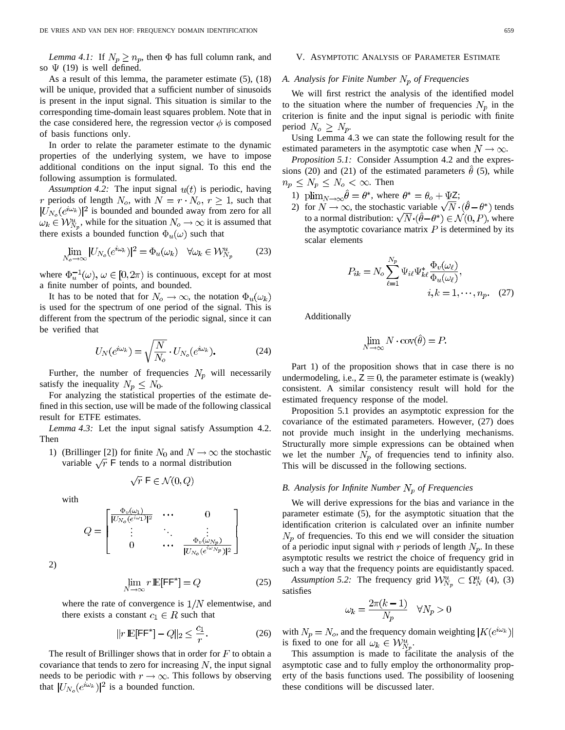*Lemma 4.1:* If $N_p \geq n_p$, then $\Phi$ has full column rank, and so $\Psi$ (19) is well defined.

As a result of this lemma, the parameter estimate (5), (18) will be unique, provided that a sufficient number of sinusoids is present in the input signal. This situation is similar to the corresponding time-domain least squares problem. Note that in the case considered here, the regression vector $\phi$ is composed of basis functions only.

In order to relate the parameter estimate to the dynamic properties of the underlying system, we have to impose additional conditions on the input signal. To this end the following assumption is formulated.

*Assumption 4.2:* The input signal $u(t)$ is periodic, having $r$ periods of length $N_o$, with $N = r \cdot N_o$, $r \geq 1$, such that $|U_{N_o}(e^{i\omega_k})|^2$ is bounded and bounded away from zero for all $\omega_k \in \mathcal{W}^u_{N_p}$, while for the situation $N_o \to \infty$ it is assumed that there exists a bounded function $\Phi_u(\omega)$ such that

$$\lim_{N_o \to \infty} |U_{N_o}(e^{i\omega_k})|^2 = \Phi_u(\omega_k) \quad \forall \omega_k \in \mathcal{W}^u_{N_p} \tag{23}$$

where $\Phi_u^{-1}(\omega)$, $\omega \in [0, 2\pi)$ is continuous, except for at most a finite number of points, and bounded.

It has to be noted that for $N_o \to \infty$, the notation $\Phi_u(\omega_k)$ is used for the spectrum of one period of the signal. This is different from the spectrum of the periodic signal, since it can be verified that

$$U_N(e^{i\omega_k}) = \sqrt{\frac{N}{N_o}} \cdot U_{N_o}(e^{i\omega_k}). \tag{24}$$

Further, the number of frequencies $N_p$ will necessarily satisfy the inequality $N_p \leq N_0$.

For analyzing the statistical properties of the estimate defined in this section, use will be made of the following classical result for ETFE estimates.

*Lemma 4.3:* Let the input signal satisfy Assumption 4.2. Then

1) (Brillinger [2]) for finite $N_0$ and $N \to \infty$ the stochastic variable $\sqrt{r}\ \mathsf{F}$ tends to a normal distribution

$$\sqrt{r}\ \mathsf{F} \in \mathcal{N}(0, Q)$$

with

$$Q = \begin{bmatrix} \frac{\Phi_v(\omega_1)}{|U_{N_o}(e^{i\omega_1})|^2} & \cdots & 0 \\ \vdots & \ddots & \vdots \\ 0 & \cdots & \frac{\Phi_v(\omega_{N_p})}{|U_{N_o}(e^{i\omega_{N_p}})|^2} \end{bmatrix}$$

2)

$$\lim_{N \to \infty} r\, \mathbb{E}[\mathsf{F}\mathsf{F}^*] = Q \tag{25}$$

where the rate of convergence is $1/N$ elementwise, and there exists a constant $c_1 \in R$ such that

$$\|r\, \mathbb{E}[\mathsf{F}\mathsf{F}^*] - Q\|_2 \leq \frac{c_1}{r}. \tag{26}$$

The result of Brillinger shows that in order for $F$ to obtain a covariance that tends to zero for increasing $N$, the input signal needs to be periodic with $r \to \infty$. This follows by observing that $|U_{N_o}(e^{i\omega_k})|^2$ is a bounded function.

## V. Asymptotic Analysis of Parameter Estimate

### A. Analysis for Finite Number $N_p$ of Frequencies

We will first restrict the analysis of the identified model to the situation where the number of frequencies $N_p$ in the criterion is finite and the input signal is periodic with finite period $N_o \geq N_p$.

Using Lemma 4.3 we can state the following result for the estimated parameters in the asymptotic case when $N \to \infty$.

*Proposition 5.1:* Consider Assumption 4.2 and the expressions (20) and (21) of the estimated parameters $\hat{\theta}$ (5), while $n_p \leq N_p \leq N_o < \infty$. Then

1) $\text{plim}_{N\to\infty}\hat{\theta} = \theta^*$, where $\theta^* = \theta_o + \Psi\mathsf{Z}$;
2) for $N \to \infty$, the stochastic variable $\sqrt{N} \cdot (\hat{\theta} - \theta^*)$ tends to a normal distribution: $\sqrt{N} \cdot (\hat{\theta} - \theta^*) \in \mathcal{N}(0, P)$, where the asymptotic covariance matrix $P$ is determined by its scalar elements

$$P_{ik} = N_o \sum_{\ell=1}^{N_p} \Psi_{i\ell} \Psi^*_{k\ell} \frac{\Phi_v(\omega_\ell)}{\Phi_u(\omega_\ell)}, \qquad i, k = 1, \cdots, n_p. \tag{27}$$

Additionally

$$\lim_{N\to\infty} N \cdot \text{cov}(\hat{\theta}) = P.$$

Part 1) of the proposition shows that in case there is no undermodeling, i.e., $\mathsf{Z} \equiv 0$, the parameter estimate is (weakly) consistent. A similar consistency result will hold for the estimated frequency response of the model.

Proposition 5.1 provides an asymptotic expression for the covariance of the estimated parameters. However, (27) does not provide much insight in the underlying mechanisms. Structurally more simple expressions can be obtained when we let the number $N_p$ of frequencies tend to infinity also. This will be discussed in the following sections.

### B. Analysis for Infinite Number $N_p$ of Frequencies

We will derive expressions for the bias and variance in the parameter estimate (5), for the asymptotic situation that the identification criterion is calculated over an infinite number $N_p$ of frequencies. To this end we will consider the situation of a periodic input signal with $r$ periods of length $N_p$. In these asymptotic results we restrict the choice of frequency grid in such a way that the frequency points are equidistantly spaced.

*Assumption 5.2:* The frequency grid $\mathcal{W}^u_{N_p} \subset \Omega^u_N$ (4), (3) satisfies

$$\omega_k = \frac{2\pi(k-1)}{N_p} \quad \forall N_p > 0$$

with $N_p = N_o$, and the frequency domain weighting $|K(e^{i\omega_k})|$ is fixed to one for all $\omega_k \in \mathcal{W}^u_{N_p}$.

This assumption is made to facilitate the analysis of the asymptotic case and to fully employ the orthonormality property of the basis functions used. The possibility of loosening these conditions will be discussed later.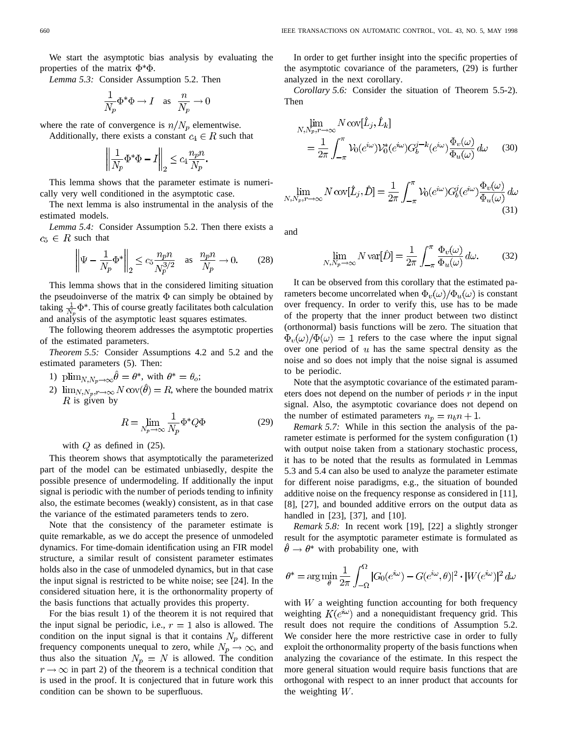We start the asymptotic bias analysis by evaluating the properties of the matrix $\Phi^*\Phi$.

*Lemma 5.3:* Consider Assumption 5.2. Then

$$\frac{1}{N_p}\Phi^*\Phi \to I \quad \text{as} \quad \frac{n}{N_p} \to 0$$

where the rate of convergence is $n/N_p$ elementwise.

Additionally, there exists a constant $c_4 \in R$ such that

$$\left\| \frac{1}{N_p}\Phi^*\Phi - I \right\|_2 \le c_4 \frac{n_p n}{N_p}.$$

This lemma shows that the parameter estimate is numerically very well conditioned in the asymptotic case.

The next lemma is also instrumental in the analysis of the estimated models.

*Lemma 5.4:* Consider Assumption 5.2. Then there exists a $c_5 \in R$ such that

$$\left\| \Psi - \frac{1}{N_p}\Phi^* \right\|_2 \le c_5 \frac{n_p n}{N_p^{3/2}} \quad \text{as} \quad \frac{n_p n}{N_p} \to 0. \tag{28}$$

This lemma shows that in the considered limiting situation the pseudoinverse of the matrix $\Phi$ can simply be obtained by taking $\frac{1}{N_p}\Phi^*$. This of course greatly facilitates both calculation and analysis of the asymptotic least squares estimates.

The following theorem addresses the asymptotic properties of the estimated parameters.

*Theorem 5.5:* Consider Assumptions 4.2 and 5.2 and the estimated parameters (5). Then:

1) $\text{plim}_{N,N_p \to \infty} \hat{\theta} = \theta^*$, with $\theta^* = \theta_o$;
2) $\lim_{N,N_p,r \to \infty} N \operatorname{cov}(\hat{\theta}) = R$, where the bounded matrix $R$ is given by

$$R = \lim_{N_p \to \infty} \frac{1}{N_p}\Phi^* Q \Phi \tag{29}$$

with $Q$ as defined in (25).

This theorem shows that asymptotically the parameterized part of the model can be estimated unbiasedly, despite the possible presence of undermodeling. If additionally the input signal is periodic with the number of periods tending to infinity also, the estimate becomes (weakly) consistent, as in that case the variance of the estimated parameters tends to zero.

Note that the consistency of the parameter estimate is quite remarkable, as we do accept the presence of unmodeled dynamics. For time-domain identification using an FIR model structure, a similar result of consistent parameter estimates holds also in the case of unmodeled dynamics, but in that case the input signal is restricted to be white noise; see [24]. In the considered situation here, it is the orthonormality property of the basis functions that actually provides this property.

For the bias result 1) of the theorem it is not required that the input signal be periodic, i.e., $r = 1$ also is allowed. The condition on the input signal is that it contains $N_p$ different frequency components unequal to zero, while $N_p \to \infty$, and thus also the situation $N_p = N$ is allowed. The condition $r \to \infty$ in part 2) of the theorem is a technical condition that is used in the proof. It is conjectured that in future work this condition can be shown to be superfluous.

In order to get further insight into the specific properties of the asymptotic covariance of the parameters, (29) is further analyzed in the next corollary.

*Corollary 5.6:* Consider the situation of Theorem 5.5-2). Then

$$\lim_{N,N_p,r \to \infty} N \operatorname{cov}[\hat{L}_j, \hat{L}_k] = \frac{1}{2\pi}\int_{-\pi}^{\pi} \mathcal{V}_0(e^{i\omega})\mathcal{V}_0^*(e^{i\omega}) G_b^{j-k}(e^{i\omega}) \frac{\Phi_v(\omega)}{\Phi_u(\omega)}\, d\omega \tag{30}$$

$$\lim_{N,N_p,r \to \infty} N \operatorname{cov}[\hat{L}_j, \hat{D}] = \frac{1}{2\pi}\int_{-\pi}^{\pi} \mathcal{V}_0(e^{i\omega}) G_b^{j}(e^{i\omega}) \frac{\Phi_v(\omega)}{\Phi_u(\omega)}\, d\omega \tag{31}$$

and

$$\lim_{N,N_p \to \infty} N \operatorname{var}[\hat{D}] = \frac{1}{2\pi}\int_{-\pi}^{\pi} \frac{\Phi_v(\omega)}{\Phi_u(\omega)}\, d\omega. \tag{32}$$

It can be observed from this corollary that the estimated parameters become uncorrelated when $\Phi_v(\omega)/\Phi_u(\omega)$ is constant over frequency. In order to verify this, use has to be made of the property that the inner product between two distinct (orthonormal) basis functions will be zero. The situation that $\Phi_v(\omega)/\Phi(\omega) = 1$ refers to the case where the input signal over one period of $u$ has the same spectral density as the noise and so does not imply that the noise signal is assumed to be periodic.

Note that the asymptotic covariance of the estimated parameters does not depend on the number of periods $r$ in the input signal. Also, the asymptotic covariance does not depend on the number of estimated parameters $n_p = n_b n + 1$.

*Remark 5.7:* While in this section the analysis of the parameter estimate is performed for the system configuration (1) with output noise taken from a stationary stochastic process, it has to be noted that the results as formulated in Lemmas 5.3 and 5.4 can also be used to analyze the parameter estimate for different noise paradigms, e.g., the situation of bounded additive noise on the frequency response as considered in [11], [8], [27], and bounded additive errors on the output data as handled in [23], [37], and [10].

*Remark 5.8:* In recent work [19], [22] a slightly stronger result for the asymptotic parameter estimate is formulated as $\hat{\theta} \to \theta^*$ with probability one, with

$$\theta^* = \arg\min_{\theta} \frac{1}{2\pi}\int_{-\Omega}^{\Omega} |G_0(e^{i\omega}) - G(e^{i\omega}, \theta)|^2 \cdot |W(e^{i\omega})|^2\, d\omega$$

with $W$ a weighting function accounting for both frequency weighting $K(e^{i\omega})$ and a nonequidistant frequency grid. This result does not require the conditions of Assumption 5.2. We consider here the more restrictive case in order to fully exploit the orthonormality property of the basis functions when analyzing the covariance of the estimate. In this respect the more general situation would require basis functions that are orthogonal with respect to an inner product that accounts for the weighting $W$.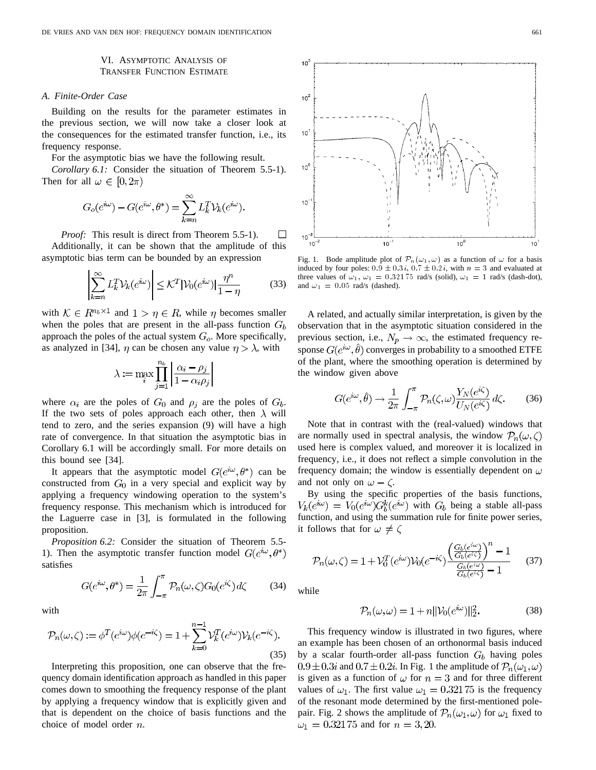## VI. Asymptotic Analysis of Transfer Function Estimate

### A. Finite-Order Case

Building on the results for the parameter estimates in the previous section, we will now take a closer look at the consequences for the estimated transfer function, i.e., its frequency response.

For the asymptotic bias we have the following result.

*Corollary 6.1:* Consider the situation of Theorem 5.5-1). Then for all $\omega \in [0, 2\pi)$

$$G_o(e^{i\omega}) - G(e^{i\omega}, \theta^*) = \sum_{k=n}^{\infty} L_k^T \mathcal{V}_k(e^{i\omega}).$$

*Proof:* This result is direct from Theorem 5.5-1). □

Additionally, it can be shown that the amplitude of this asymptotic bias term can be bounded by an expression

$$\left| \sum_{k=n}^{\infty} L_k^T \mathcal{V}_k(e^{i\omega}) \right| \leq \mathcal{K}^T |\mathcal{V}_0(e^{i\omega})| \frac{\eta^n}{1-\eta} \tag{33}$$

with $\mathcal{K} \in R^{n_b \times 1}$ and $1 > \eta \in R$, while $\eta$ becomes smaller when the poles that are present in the all-pass function $G_b$ approach the poles of the actual system $G_o$. More specifically, as analyzed in [34], $\eta$ can be chosen any value $\eta > \lambda$, with

$$\lambda := \max_i \prod_{j=1}^{n_b} \left| \frac{\alpha_i - \rho_j}{1 - \alpha_i \rho_j} \right|$$

where $\alpha_i$ are the poles of $G_0$ and $\rho_j$ are the poles of $G_b$. If the two sets of poles approach each other, then $\lambda$ will tend to zero, and the series expansion (9) will have a high rate of convergence. In that situation the asymptotic bias in Corollary 6.1 will be accordingly small. For more details on this bound see [34].

It appears that the asymptotic model $G(e^{i\omega}, \theta^*)$ can be constructed from $G_0$ in a very special and explicit way by applying a frequency windowing operation to the system's frequency response. This mechanism which is introduced for the Laguerre case in [3], is formulated in the following proposition.

*Proposition 6.2:* Consider the situation of Theorem 5.5-1). Then the asymptotic transfer function model $G(e^{i\omega}, \theta^*)$ satisfies

$$G(e^{i\omega}, \theta^*) = \frac{1}{2\pi} \int_{-\pi}^{\pi} \mathcal{P}_n(\omega, \zeta) G_0(e^{i\zeta}) \, d\zeta \tag{34}$$

with

$$\mathcal{P}_n(\omega, \zeta) := \phi^T(e^{i\omega})\phi(e^{-i\zeta}) = 1 + \sum_{k=0}^{n-1} \mathcal{V}_k^T(e^{i\omega})\mathcal{V}_k(e^{-i\zeta}). \tag{35}$$

Interpreting this proposition, one can observe that the frequency domain identification approach as handled in this paper comes down to smoothing the frequency response of the plant by applying a frequency window that is explicitly given and that is dependent on the choice of basis functions and the choice of model order $n$.

Fig. 1. Bode amplitude plot of $\mathcal{P}_n(\omega_1, \omega)$ as a function of $\omega$ for a basis induced by four poles: $0.9 \pm 0.3i$, $0.7 \pm 0.2i$, with $n = 3$ and evaluated at three values of $\omega_1$, $\omega_1 = 0.32175$ rad/s (solid), $\omega_1 = 1$ rad/s (dash-dot), and $\omega_1 = 0.05$ rad/s (dashed).

A related, and actually similar interpretation, is given by the observation that in the asymptotic situation considered in the previous section, i.e., $N_p \to \infty$, the estimated frequency response $G(e^{i\omega}, \hat{\theta})$ converges in probability to a smoothed ETFE of the plant, where the smoothing operation is determined by the window given above

$$G(e^{i\omega}, \hat{\theta}) \to \frac{1}{2\pi} \int_{-\pi}^{\pi} \mathcal{P}_n(\zeta, \omega) \frac{Y_N(e^{i\zeta})}{U_N(e^{i\zeta})} \, d\zeta. \tag{36}$$

Note that in contrast with the (real-valued) windows that are normally used in spectral analysis, the window $\mathcal{P}_n(\omega, \zeta)$ used here is complex valued, and moreover it is localized in frequency, i.e., it does not reflect a simple convolution in the frequency domain; the window is essentially dependent on $\omega$ and not only on $\omega - \zeta$.

By using the specific properties of the basis functions, $V_k(e^{i\omega}) = V_0(e^{i\omega})G_b^k(e^{i\omega})$ with $G_b$ being a stable all-pass function, and using the summation rule for finite power series, it follows that for $\omega \neq \zeta$

$$\mathcal{P}_n(\omega, \zeta) = 1 + \mathcal{V}_0^T(e^{i\omega})\mathcal{V}_0(e^{-i\zeta}) \frac{\left(\frac{G_b(e^{i\omega})}{G_b(e^{i\zeta})}\right)^n - 1}{\frac{G_b(e^{i\omega})}{G_b(e^{i\zeta})} - 1} \tag{37}$$

while

$$\mathcal{P}_n(\omega, \omega) = 1 + n\|\mathcal{V}_0(e^{i\omega})\|_2^2. \tag{38}$$

This frequency window is illustrated in two figures, where an example has been chosen of an orthonormal basis induced by a scalar fourth-order all-pass function $G_b$ having poles $0.9 \pm 0.3i$ and $0.7 \pm 0.2i$. In Fig. 1 the amplitude of $\mathcal{P}_n(\omega_1, \omega)$ is given as a function of $\omega$ for $n = 3$ and for three different values of $\omega_1$. The first value $\omega_1 = 0.32175$ is the frequency of the resonant mode determined by the first-mentioned pole-pair. Fig. 2 shows the amplitude of $\mathcal{P}_n(\omega_1, \omega)$ for $\omega_1$ fixed to $\omega_1 = 0.32175$ and for $n = 3, 20$.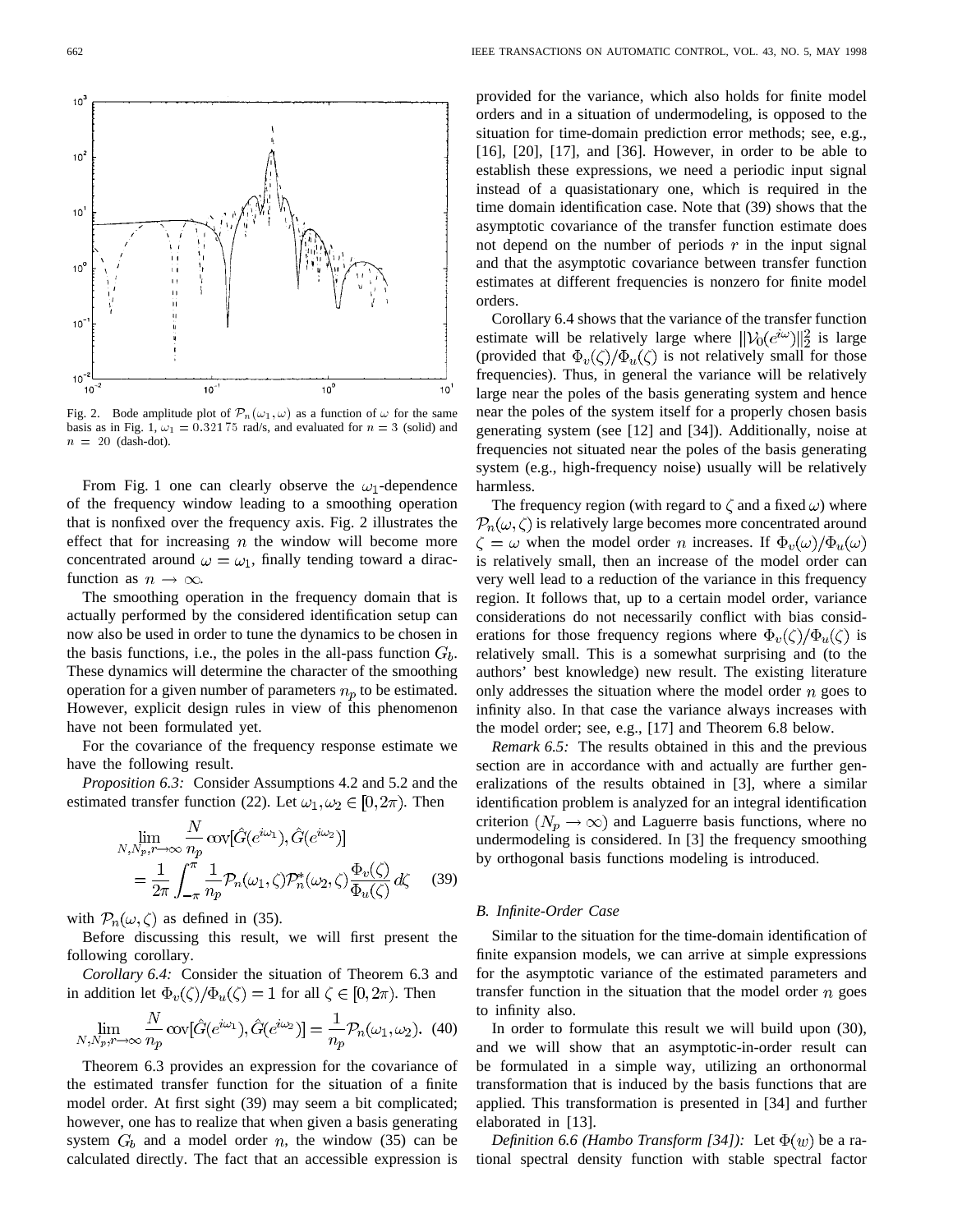Fig. 2. Bode amplitude plot of $\mathcal{P}_n(\omega_1, \omega)$ as a function of $\omega$ for the same basis as in Fig. 1, $\omega_1 = 0.32175$ rad/s, and evaluated for $n = 3$ (solid) and $n = 20$ (dash-dot).

From Fig. 1 one can clearly observe the $\omega_1$-dependence of the frequency window leading to a smoothing operation that is nonfixed over the frequency axis. Fig. 2 illustrates the effect that for increasing $n$ the window will become more concentrated around $\omega = \omega_1$, finally tending toward a dirac-function as $n \to \infty$.

The smoothing operation in the frequency domain that is actually performed by the considered identification setup can now also be used in order to tune the dynamics to be chosen in the basis functions, i.e., the poles in the all-pass function $G_b$. These dynamics will determine the character of the smoothing operation for a given number of parameters $n_p$ to be estimated. However, explicit design rules in view of this phenomenon have not been formulated yet.

For the covariance of the frequency response estimate we have the following result.

*Proposition 6.3:* Consider Assumptions 4.2 and 5.2 and the estimated transfer function (22). Let $\omega_1, \omega_2 \in [0, 2\pi)$. Then

$$\lim_{N,N_p,r\to\infty} \frac{N}{n_p} \text{cov}[\hat{G}(e^{i\omega_1}), \hat{G}(e^{i\omega_2})] = \frac{1}{2\pi}\int_{-\pi}^{\pi} \frac{1}{n_p}\mathcal{P}_n(\omega_1,\zeta)\mathcal{P}_n^*(\omega_2,\zeta)\frac{\Phi_v(\zeta)}{\Phi_u(\zeta)}\,d\zeta \tag{39}$$

with $\mathcal{P}_n(\omega, \zeta)$ as defined in (35).

Before discussing this result, we will first present the following corollary.

*Corollary 6.4:* Consider the situation of Theorem 6.3 and in addition let $\Phi_v(\zeta)/\Phi_u(\zeta) = 1$ for all $\zeta \in [0, 2\pi)$. Then

$$\lim_{N,N_p,r\to\infty} \frac{N}{n_p} \text{cov}[\hat{G}(e^{i\omega_1}), \hat{G}(e^{i\omega_2})] = \frac{1}{n_p}\mathcal{P}_n(\omega_1, \omega_2). \tag{40}$$

Theorem 6.3 provides an expression for the covariance of the estimated transfer function for the situation of a finite model order. At first sight (39) may seem a bit complicated; however, one has to realize that when given a basis generating system $G_b$ and a model order $n$, the window (35) can be calculated directly. The fact that an accessible expression is provided for the variance, which also holds for finite model orders and in a situation of undermodeling, is opposed to the situation for time-domain prediction error methods; see, e.g., [16], [20], [17], and [36]. However, in order to be able to establish these expressions, we need a periodic input signal instead of a quasistationary one, which is required in the time domain identification case. Note that (39) shows that the asymptotic covariance of the transfer function estimate does not depend on the number of periods $r$ in the input signal and that the asymptotic covariance between transfer function estimates at different frequencies is nonzero for finite model orders.

Corollary 6.4 shows that the variance of the transfer function estimate will be relatively large where $\|\mathcal{V}_0(e^{i\omega})\|_2^2$ is large (provided that $\Phi_v(\zeta)/\Phi_u(\zeta)$ is not relatively small for those frequencies). Thus, in general the variance will be relatively large near the poles of the basis generating system and hence near the poles of the system itself for a properly chosen basis generating system (see [12] and [34]). Additionally, noise at frequencies not situated near the poles of the basis generating system (e.g., high-frequency noise) usually will be relatively harmless.

The frequency region (with regard to $\zeta$ and a fixed $\omega$) where $\mathcal{P}_n(\omega, \zeta)$ is relatively large becomes more concentrated around $\zeta = \omega$ when the model order $n$ increases. If $\Phi_v(\omega)/\Phi_u(\omega)$ is relatively small, then an increase of the model order can very well lead to a reduction of the variance in this frequency region. It follows that, up to a certain model order, variance considerations do not necessarily conflict with bias considerations for those frequency regions where $\Phi_v(\zeta)/\Phi_u(\zeta)$ is relatively small. This is a somewhat surprising and (to the authors' best knowledge) new result. The existing literature only addresses the situation where the model order $n$ goes to infinity also. In that case the variance always increases with the model order; see, e.g., [17] and Theorem 6.8 below.

*Remark 6.5:* The results obtained in this and the previous section are in accordance with and actually are further generalizations of the results obtained in [3], where a similar identification problem is analyzed for an integral identification criterion $(N_p \to \infty)$ and Laguerre basis functions, where no undermodeling is considered. In [3] the frequency smoothing by orthogonal basis functions modeling is introduced.

### *B. Infinite-Order Case*

Similar to the situation for the time-domain identification of finite expansion models, we can arrive at simple expressions for the asymptotic variance of the estimated parameters and transfer function in the situation that the model order $n$ goes to infinity also.

In order to formulate this result we will build upon (30), and we will show that an asymptotic-in-order result can be formulated in a simple way, utilizing an orthonormal transformation that is induced by the basis functions that are applied. This transformation is presented in [34] and further elaborated in [13].

*Definition 6.6 (Hambo Transform [34]):* Let $\Phi(w)$ be a rational spectral density function with stable spectral factor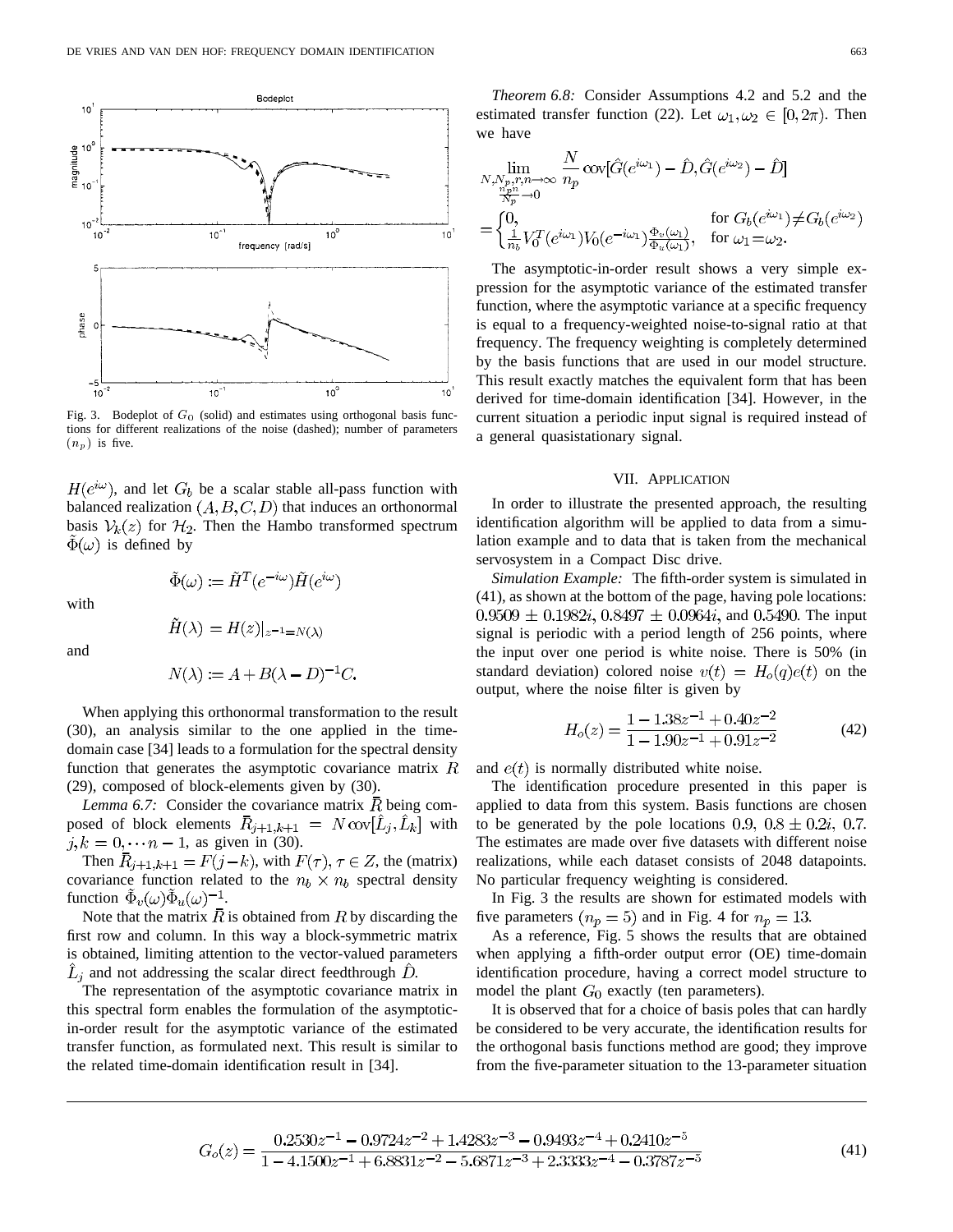Fig. 3. Bodeplot of $G_0$ (solid) and estimates using orthogonal basis functions for different realizations of the noise (dashed); number of parameters $(n_p)$ is five.

$H(e^{i\omega})$, and let $G_b$ be a scalar stable all-pass function with balanced realization $(A, B, C, D)$ that induces an orthonormal basis $\mathcal{V}_k(z)$ for $\mathcal{H}_2$. Then the Hambo transformed spectrum $\tilde{\Phi}(\omega)$ is defined by

$$\tilde{\Phi}(\omega) := \tilde{H}^T(e^{-i\omega})\tilde{H}(e^{i\omega})$$

with

$$\tilde{H}(\lambda) = H(z)|_{z^{-1}=N(\lambda)}$$

and

$$N(\lambda) := A + B(\lambda - D)^{-1}C.$$

When applying this orthonormal transformation to the result (30), an analysis similar to the one applied in the time-domain case [34] leads to a formulation for the spectral density function that generates the asymptotic covariance matrix $R$ (29), composed of block-elements given by (30).

*Lemma 6.7:* Consider the covariance matrix $\bar{R}$ being composed of block elements $\bar{R}_{j+1,k+1} = N \operatorname{cov}[\hat{L}_j, \hat{L}_k]$ with $j, k = 0, \cdots n-1$, as given in (30).

Then $\bar{R}_{j+1,k+1} = F(j-k)$, with $F(\tau), \tau \in Z$, the (matrix) covariance function related to the $n_b \times n_b$ spectral density function $\tilde{\Phi}_v(\omega)\tilde{\Phi}_u(\omega)^{-1}$.

Note that the matrix $\bar{R}$ is obtained from $R$ by discarding the first row and column. In this way a block-symmetric matrix is obtained, limiting attention to the vector-valued parameters $\hat{L}_j$ and not addressing the scalar direct feedthrough $\hat{D}$.

The representation of the asymptotic covariance matrix in this spectral form enables the formulation of the asymptotic-in-order result for the asymptotic variance of the estimated transfer function, as formulated next. This result is similar to the related time-domain identification result in [34].

*Theorem 6.8:* Consider Assumptions 4.2 and 5.2 and the estimated transfer function (22). Let $\omega_1, \omega_2 \in [0, 2\pi)$. Then we have

$$\lim_{\substack{N, N_p, r, n \to \infty \\ \frac{n_p n}{N_p} \to 0}} \frac{N}{n_p} \operatorname{cov}[\hat{G}(e^{i\omega_1}) - \hat{D}, \hat{G}(e^{i\omega_2}) - \hat{D}]$$
$$= \begin{cases} 0, & \text{for } G_b(e^{i\omega_1}) \neq G_b(e^{i\omega_2}) \\ \frac{1}{n_b} V_0^T(e^{i\omega_1}) V_0(e^{-i\omega_1}) \frac{\Phi_v(\omega_1)}{\Phi_u(\omega_1)}, & \text{for } \omega_1 = \omega_2. \end{cases}$$

The asymptotic-in-order result shows a very simple expression for the asymptotic variance of the estimated transfer function, where the asymptotic variance at a specific frequency is equal to a frequency-weighted noise-to-signal ratio at that frequency. The frequency weighting is completely determined by the basis functions that are used in our model structure. This result exactly matches the equivalent form that has been derived for time-domain identification [34]. However, in the current situation a periodic input signal is required instead of a general quasistationary signal.

## VII. Application

In order to illustrate the presented approach, the resulting identification algorithm will be applied to data from a simulation example and to data that is taken from the mechanical servosystem in a Compact Disc drive.

*Simulation Example:* The fifth-order system is simulated in (41), as shown at the bottom of the page, having pole locations: $0.9509 \pm 0.1982i$, $0.8497 \pm 0.0964i$, and $0.5490$. The input signal is periodic with a period length of 256 points, where the input over one period is white noise. There is 50% (in standard deviation) colored noise $v(t) = H_o(q)e(t)$ on the output, where the noise filter is given by

$$H_o(z) = \frac{1 - 1.38z^{-1} + 0.40z^{-2}}{1 - 1.90z^{-1} + 0.91z^{-2}} \tag{42}$$

and $e(t)$ is normally distributed white noise.

The identification procedure presented in this paper is applied to data from this system. Basis functions are chosen to be generated by the pole locations $0.9$, $0.8 \pm 0.2i$, $0.7$. The estimates are made over five datasets with different noise realizations, while each dataset consists of 2048 datapoints. No particular frequency weighting is considered.

In Fig. 3 the results are shown for estimated models with five parameters $(n_p = 5)$ and in Fig. 4 for $n_p = 13$.

As a reference, Fig. 5 shows the results that are obtained when applying a fifth-order output error (OE) time-domain identification procedure, having a correct model structure to model the plant $G_0$ exactly (ten parameters).

It is observed that for a choice of basis poles that can hardly be considered to be very accurate, the identification results for the orthogonal basis functions method are good; they improve from the five-parameter situation to the 13-parameter situation

$$G_o(z) = \frac{0.2530z^{-1} - 0.9724z^{-2} + 1.4283z^{-3} - 0.9493z^{-4} + 0.2410z^{-5}}{1 - 4.1500z^{-1} + 6.8831z^{-2} - 5.6871z^{-3} + 2.3333z^{-4} - 0.3787z^{-5}} \tag{41}$$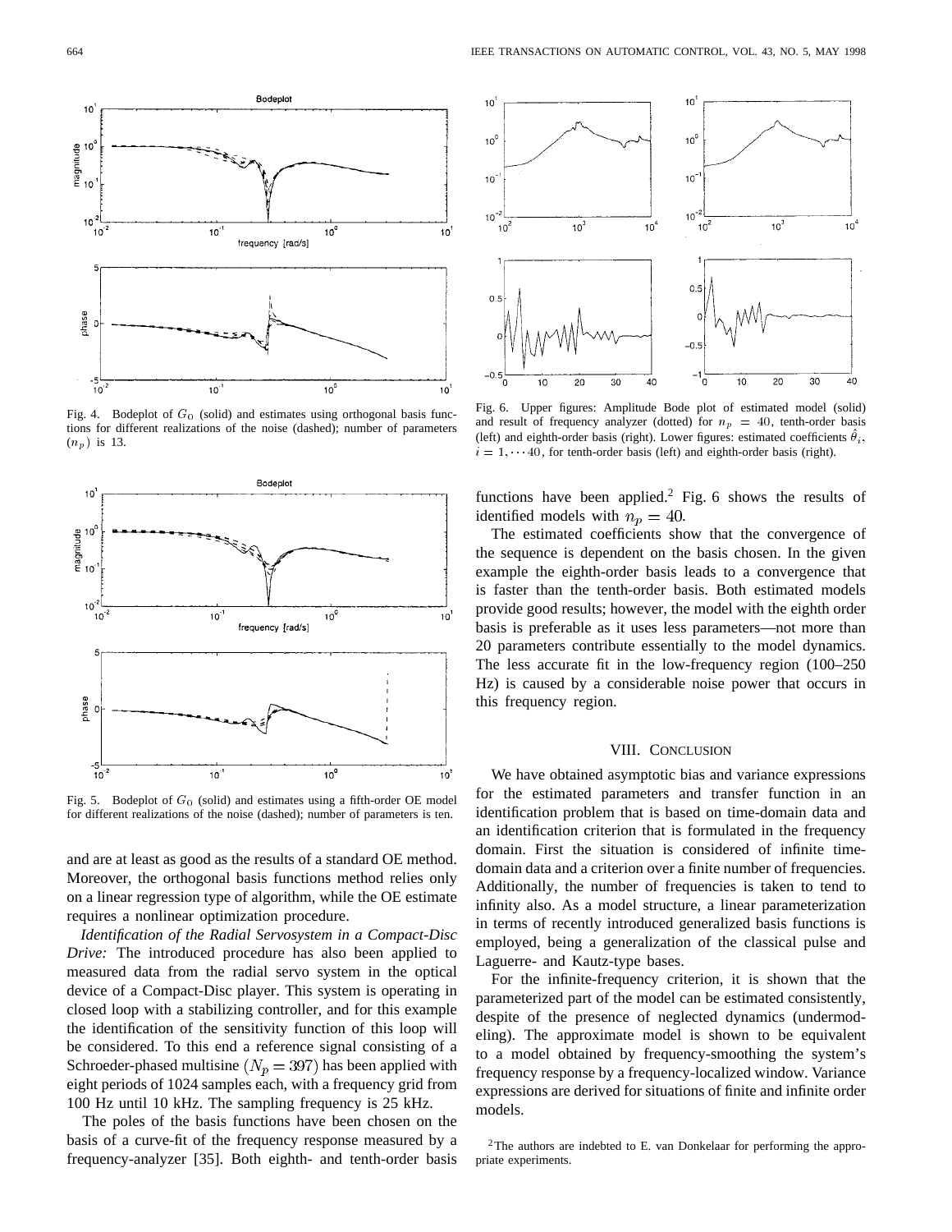Fig. 4. Bodeplot of $G_0$ (solid) and estimates using orthogonal basis functions for different realizations of the noise (dashed); number of parameters $(n_p)$ is 13.

Fig. 5. Bodeplot of $G_0$ (solid) and estimates using a fifth-order OE model for different realizations of the noise (dashed); number of parameters is ten.

and are at least as good as the results of a standard OE method. Moreover, the orthogonal basis functions method relies only on a linear regression type of algorithm, while the OE estimate requires a nonlinear optimization procedure.

*Identification of the Radial Servosystem in a Compact-Disc Drive:* The introduced procedure has also been applied to measured data from the radial servo system in the optical device of a Compact-Disc player. This system is operating in closed loop with a stabilizing controller, and for this example the identification of the sensitivity function of this loop will be considered. To this end a reference signal consisting of a Schroeder-phased multisine $(N_p = 397)$ has been applied with eight periods of 1024 samples each, with a frequency grid from 100 Hz until 10 kHz. The sampling frequency is 25 kHz.

The poles of the basis functions have been chosen on the basis of a curve-fit of the frequency response measured by a frequency-analyzer [35]. Both eighth- and tenth-order basis functions have been applied.[2] Fig. 6 shows the results of identified models with $n_p = 40$.

Fig. 6. Upper figures: Amplitude Bode plot of estimated model (solid) and result of frequency analyzer (dotted) for $n_p = 40$, tenth-order basis (left) and eighth-order basis (right). Lower figures: estimated coefficients $\hat{\theta}_i$, $i = 1, \cdots 40$, for tenth-order basis (left) and eighth-order basis (right).

The estimated coefficients show that the convergence of the sequence is dependent on the basis chosen. In the given example the eighth-order basis leads to a convergence that is faster than the tenth-order basis. Both estimated models provide good results; however, the model with the eighth order basis is preferable as it uses less parameters—not more than 20 parameters contribute essentially to the model dynamics. The less accurate fit in the low-frequency region (100–250 Hz) is caused by a considerable noise power that occurs in this frequency region.

## VIII. Conclusion

We have obtained asymptotic bias and variance expressions for the estimated parameters and transfer function in an identification problem that is based on time-domain data and an identification criterion that is formulated in the frequency domain. First the situation is considered of infinite time-domain data and a criterion over a finite number of frequencies. Additionally, the number of frequencies is taken to tend to infinity also. As a model structure, a linear parameterization in terms of recently introduced generalized basis functions is employed, being a generalization of the classical pulse and Laguerre- and Kautz-type bases.

For the infinite-frequency criterion, it is shown that the parameterized part of the model can be estimated consistently, despite of the presence of neglected dynamics (undermodeling). The approximate model is shown to be equivalent to a model obtained by frequency-smoothing the system's frequency response by a frequency-localized window. Variance expressions are derived for situations of finite and infinite order models.

[2] The authors are indebted to E. van Donkelaar for performing the appropriate experiments.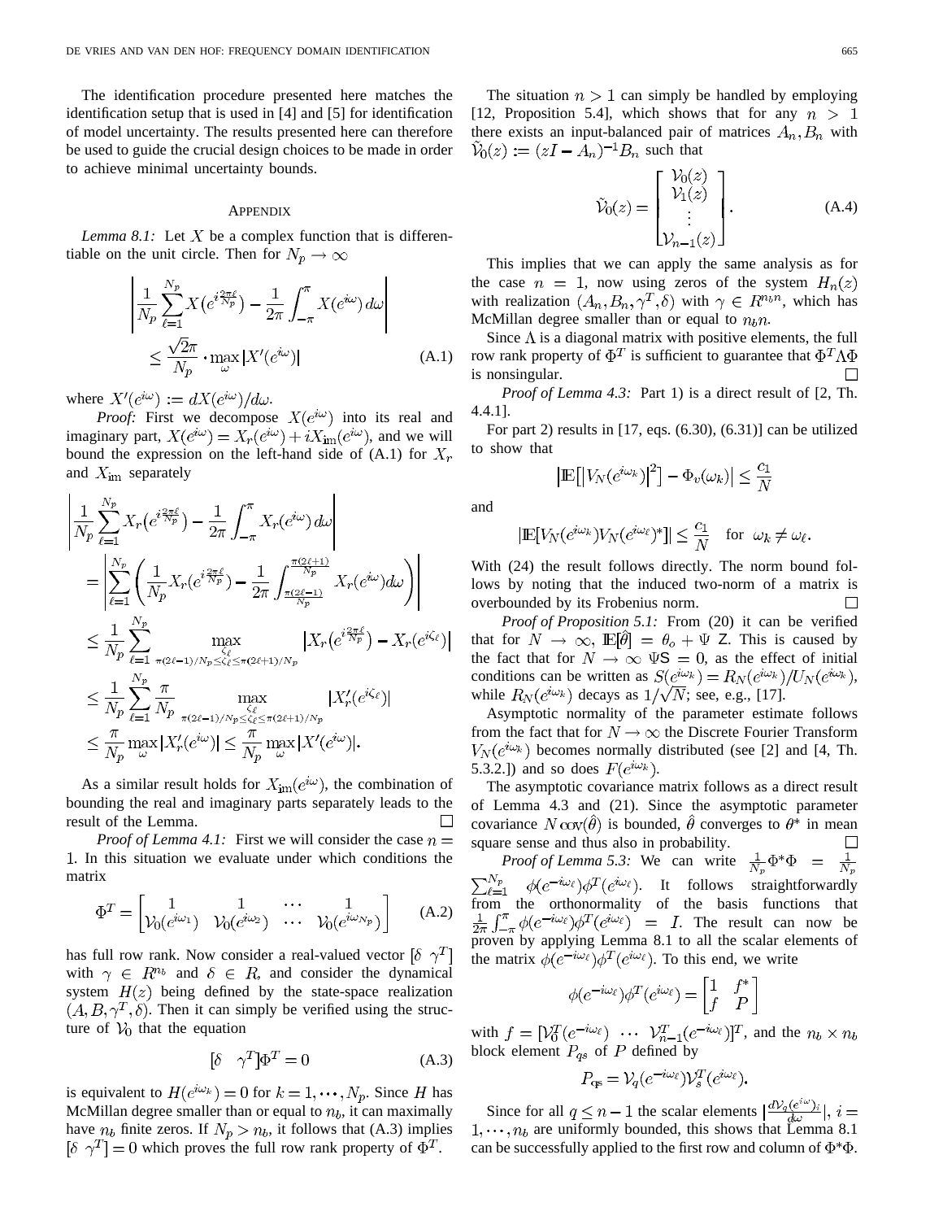The identification procedure presented here matches the identification setup that is used in [4] and [5] for identification of model uncertainty. The results presented here can therefore be used to guide the crucial design choices to be made in order to achieve minimal uncertainty bounds.

## Appendix

*Lemma 8.1:* Let $X$ be a complex function that is differentiable on the unit circle. Then for $N_p \to \infty$

$$\left| \frac{1}{N_p} \sum_{\ell=1}^{N_p} X\left(e^{i\frac{2\pi\ell}{N_p}}\right) - \frac{1}{2\pi}\int_{-\pi}^{\pi} X(e^{i\omega})\, d\omega \right| \leq \frac{\sqrt{2}\pi}{N_p} \cdot \max_{\omega} |X'(e^{i\omega})| \tag{A.1}$$

where $X'(e^{i\omega}) := dX(e^{i\omega})/d\omega$.

*Proof:* First we decompose $X(e^{i\omega})$ into its real and imaginary part, $X(e^{i\omega}) = X_r(e^{i\omega}) + iX_{\text{im}}(e^{i\omega})$, and we will bound the expression on the left-hand side of (A.1) for $X_r$ and $X_{\text{im}}$ separately

$$\begin{aligned}
&\left| \frac{1}{N_p} \sum_{\ell=1}^{N_p} X_r\left(e^{i\frac{2\pi\ell}{N_p}}\right) - \frac{1}{2\pi}\int_{-\pi}^{\pi} X_r(e^{i\omega})\, d\omega \right| \\
&= \left| \sum_{\ell=1}^{N_p} \left( \frac{1}{N_p} X_r\left(e^{i\frac{2\pi\ell}{N_p}}\right) - \frac{1}{2\pi}\int_{\frac{\pi(2\ell-1)}{N_p}}^{\frac{\pi(2\ell+1)}{N_p}} X_r(e^{i\omega}) d\omega \right) \right| \\
&\leq \frac{1}{N_p} \sum_{\ell=1}^{N_p} \max_{\substack{\zeta_\ell \\ \pi(2\ell-1)/N_p \leq \zeta_\ell \leq \pi(2\ell+1)/N_p}} \left| X_r\left(e^{i\frac{2\pi\ell}{N_p}}\right) - X_r(e^{i\zeta_\ell}) \right| \\
&\leq \frac{1}{N_p} \sum_{\ell=1}^{N_p} \frac{\pi}{N_p} \max_{\substack{\zeta_\ell \\ \pi(2\ell-1)/N_p \leq \zeta_\ell \leq \pi(2\ell+1)/N_p}} |X_r'(e^{i\zeta_\ell})| \\
&\leq \frac{\pi}{N_p} \max_{\omega} |X_r'(e^{i\omega})| \leq \frac{\pi}{N_p} \max_{\omega} |X'(e^{i\omega})|.
\end{aligned}$$

As a similar result holds for $X_{\text{im}}(e^{i\omega})$, the combination of bounding the real and imaginary parts separately leads to the result of the Lemma. □

*Proof of Lemma 4.1:* First we will consider the case $n = 1$. In this situation we evaluate under which conditions the matrix

$$\Phi^T = \begin{bmatrix} 1 & 1 & \cdots & 1 \\ \mathcal{V}_0(e^{i\omega_1}) & \mathcal{V}_0(e^{i\omega_2}) & \cdots & \mathcal{V}_0(e^{i\omega_{N_p}}) \end{bmatrix} \tag{A.2}$$

has full row rank. Now consider a real-valued vector $[\delta \;\; \gamma^T]$ with $\gamma \in R^{n_b}$ and $\delta \in R$, and consider the dynamical system $H(z)$ being defined by the state-space realization $(A, B, \gamma^T, \delta)$. Then it can simply be verified using the structure of $\mathcal{V}_0$ that the equation

$$[\delta \quad \gamma^T] \Phi^T = 0 \tag{A.3}$$

is equivalent to $H(e^{i\omega_k}) = 0$ for $k = 1, \cdots, N_p$. Since $H$ has McMillan degree smaller than or equal to $n_b$, it can maximally have $n_b$ finite zeros. If $N_p > n_b$, it follows that (A.3) implies $[\delta \;\; \gamma^T] = 0$ which proves the full row rank property of $\Phi^T$.

The situation $n > 1$ can simply be handled by employing [12, Proposition 5.4], which shows that for any $n > 1$ there exists an input-balanced pair of matrices $A_n, B_n$ with $\tilde{\mathcal{V}}_0(z) := (zI - A_n)^{-1} B_n$ such that

$$\tilde{\mathcal{V}}_0(z) = \begin{bmatrix} \mathcal{V}_0(z) \\ \mathcal{V}_1(z) \\ \vdots \\ \mathcal{V}_{n-1}(z) \end{bmatrix}. \tag{A.4}$$

This implies that we can apply the same analysis as for the case $n = 1$, now using zeros of the system $H_n(z)$ with realization $(A_n, B_n, \gamma^T, \delta)$ with $\gamma \in R^{n_b n}$, which has McMillan degree smaller than or equal to $n_b n$.

Since $\Lambda$ is a diagonal matrix with positive elements, the full row rank property of $\Phi^T$ is sufficient to guarantee that $\Phi^T \Lambda \Phi$ is nonsingular. □

*Proof of Lemma 4.3:* Part 1) is a direct result of [2, Th. 4.4.1].

For part 2) results in [17, eqs. (6.30), (6.31)] can be utilized to show that

$$\left| \mathbb{E}\left[ |V_N(e^{i\omega_k})|^2 \right] - \Phi_v(\omega_k) \right| \leq \frac{c_1}{N}$$

and

$$|\mathbb{E}[V_N(e^{i\omega_k}) V_N(e^{i\omega_\ell})^*]| \leq \frac{c_1}{N} \quad \text{for } \omega_k \neq \omega_\ell.$$

With (24) the result follows directly. The norm bound follows by noting that the induced two-norm of a matrix is overbounded by its Frobenius norm. □

*Proof of Proposition 5.1:* From (20) it can be verified that for $N \to \infty$, $\mathbb{E}[\hat{\theta}] = \theta_o + \Psi\, \mathsf{Z}$. This is caused by the fact that for $N \to \infty$ $\Psi \mathsf{S} = 0$, as the effect of initial conditions can be written as $S(e^{i\omega_k}) = R_N(e^{i\omega_k})/U_N(e^{i\omega_k})$, while $R_N(e^{i\omega_k})$ decays as $1/\sqrt{N}$; see, e.g., [17].

Asymptotic normality of the parameter estimate follows from the fact that for $N \to \infty$ the Discrete Fourier Transform $V_N(e^{i\omega_k})$ becomes normally distributed (see [2] and [4, Th. 5.3.2.]) and so does $F(e^{i\omega_k})$.

The asymptotic covariance matrix follows as a direct result of Lemma 4.3 and (21). Since the asymptotic parameter covariance $N\,\text{cov}(\hat{\theta})$ is bounded, $\hat{\theta}$ converges to $\theta^*$ in mean square sense and thus also in probability. □

*Proof of Lemma 5.3:* We can write $\frac{1}{N_p}\Phi^*\Phi = \frac{1}{N_p}\sum_{\ell=1}^{N_p} \phi(e^{-i\omega_\ell})\phi^T(e^{i\omega_\ell})$. It follows straightforwardly from the orthonormality of the basis functions that $\frac{1}{2\pi}\int_{-\pi}^{\pi} \phi(e^{-i\omega_\ell})\phi^T(e^{i\omega_\ell}) = I$. The result can now be proven by applying Lemma 8.1 to all the scalar elements of the matrix $\phi(e^{-i\omega_\ell})\phi^T(e^{i\omega_\ell})$. To this end, we write

$$\phi(e^{-i\omega_\ell})\phi^T(e^{i\omega_\ell}) = \begin{bmatrix} 1 & f^* \\ f & P \end{bmatrix}$$

with $f = [\mathcal{V}_0^T(e^{-i\omega_\ell}) \;\; \cdots \;\; \mathcal{V}_{n-1}^T(e^{-i\omega_\ell})]^T$, and the $n_b \times n_b$ block element $P_{qs}$ of $P$ defined by

$$P_{qs} = \mathcal{V}_q(e^{-i\omega_\ell})\mathcal{V}_s^T(e^{i\omega_\ell}).$$

Since for all $q \leq n-1$ the scalar elements $\left|\frac{d\mathcal{V}_q(e^{i\omega})_i}{d\omega}\right|$, $i = 1, \cdots, n_b$ are uniformly bounded, this shows that Lemma 8.1 can be successfully applied to the first row and column of $\Phi^*\Phi$.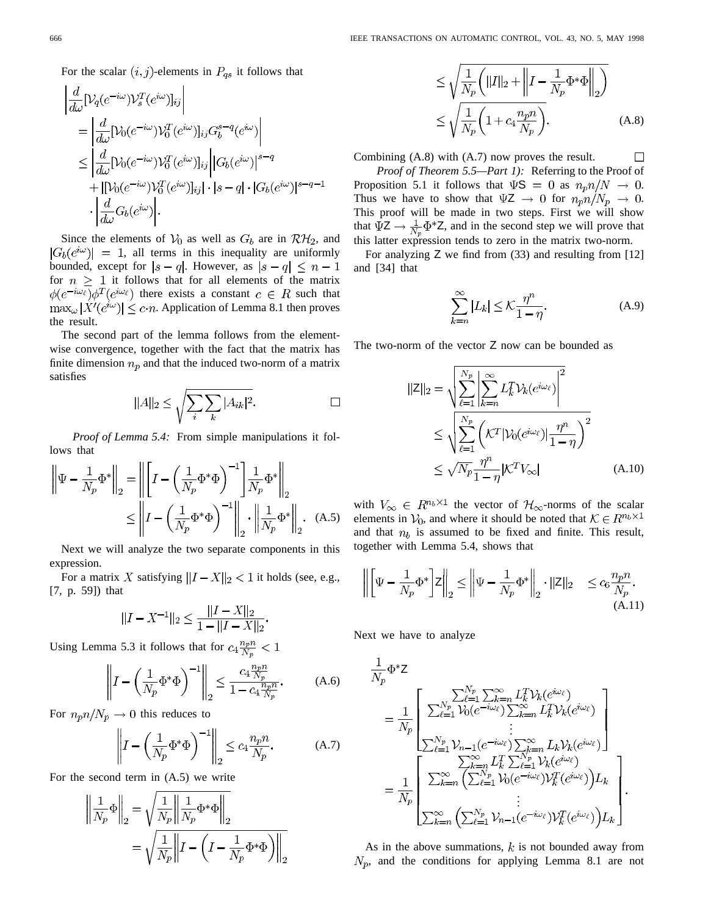For the scalar $(i,j)$-elements in $P_{qs}$ it follows that

$$
\begin{aligned}
&\left|\frac{d}{d\omega}[\mathcal{V}_q(e^{-i\omega})\mathcal{V}_s^T(e^{i\omega})]_{ij}\right| \\
&= \left|\frac{d}{d\omega}[\mathcal{V}_0(e^{-i\omega})\mathcal{V}_0^T(e^{i\omega})]_{ij}G_b^{s-q}(e^{i\omega})\right| \\
&\leq \left|\frac{d}{d\omega}[\mathcal{V}_0(e^{-i\omega})\mathcal{V}_0^T(e^{i\omega})]_{ij}\right|\left|G_b(e^{i\omega})\right|^{s-q} \\
&\quad + |[\mathcal{V}_0(e^{-i\omega})\mathcal{V}_0^T(e^{i\omega})]_{ij}| \cdot |s-q| \cdot |G_b(e^{i\omega})|^{s-q-1} \\
&\quad \cdot \left|\frac{d}{d\omega}G_b(e^{i\omega})\right|.
\end{aligned}
$$

Since the elements of $\mathcal{V}_0$ as well as $G_b$ are in $\mathcal{RH}_2$, and $|G_b(e^{i\omega})| = 1$, all terms in this inequality are uniformly bounded, except for $|s-q|$. However, as $|s-q| \leq n-1$ for $n \geq 1$ it follows that for all elements of the matrix $\phi(e^{-i\omega_\ell})\phi^T(e^{i\omega_\ell})$ there exists a constant $c \in R$ such that $\max_\omega |X'(e^{i\omega})| \leq c \cdot n$. Application of Lemma 8.1 then proves the result.

The second part of the lemma follows from the element-wise convergence, together with the fact that the matrix has finite dimension $n_p$ and that the induced two-norm of a matrix satisfies

$$
\|A\|_2 \leq \sqrt{\sum_i \sum_k |A_{ik}|^2}. \qquad \square
$$

*Proof of Lemma 5.4:* From simple manipulations it follows that

$$
\begin{aligned}
\left\|\Psi - \frac{1}{N_p}\Phi^*\right\|_2 &= \left\|\left[I - \left(\frac{1}{N_p}\Phi^*\Phi\right)^{-1}\right]\frac{1}{N_p}\Phi^*\right\|_2 \\
&\leq \left\|I - \left(\frac{1}{N_p}\Phi^*\Phi\right)^{-1}\right\|_2 \cdot \left\|\frac{1}{N_p}\Phi^*\right\|_2. \quad \text{(A.5)}
\end{aligned}
$$

Next we will analyze the two separate components in this expression.

For a matrix $X$ satisfying $\|I - X\|_2 < 1$ it holds (see, e.g., [7, p. 59]) that

$$
\|I - X^{-1}\|_2 \leq \frac{\|I - X\|_2}{1 - \|I - X\|_2}.
$$

Using Lemma 5.3 it follows that for $c_4 \frac{n_p n}{N_p} < 1$

$$
\left\|I - \left(\frac{1}{N_p}\Phi^*\Phi\right)^{-1}\right\|_2 \leq \frac{c_4 \frac{n_p n}{N_p}}{1 - c_4 \frac{n_p n}{N_p}}. \tag{A.6}
$$

For $n_p n / N_p \to 0$ this reduces to

$$
\left\|I - \left(\frac{1}{N_p}\Phi^*\Phi\right)^{-1}\right\|_2 \leq c_4 \frac{n_p n}{N_p}. \tag{A.7}
$$

For the second term in (A.5) we write

$$
\begin{aligned}
\left\|\frac{1}{N_p}\Phi\right\|_2 &= \sqrt{\frac{1}{N_p}\left\|\frac{1}{N_p}\Phi^*\Phi\right\|_2} \\
&= \sqrt{\frac{1}{N_p}\left\|I - \left(I - \frac{1}{N_p}\Phi^*\Phi\right)\right\|_2} \\
&\leq \sqrt{\frac{1}{N_p}\left(\|I\|_2 + \left\|I - \frac{1}{N_p}\Phi^*\Phi\right\|_2\right)} \\
&\leq \sqrt{\frac{1}{N_p}\left(1 + c_4 \frac{n_p n}{N_p}\right)}.
\end{aligned} \tag{A.8}
$$

Combining (A.8) with (A.7) now proves the result. $\square$

*Proof of Theorem 5.5—Part 1):* Referring to the Proof of Proposition 5.1 it follows that $\Psi \mathsf{S} = 0$ as $n_p n / N \to 0$. Thus we have to show that $\Psi \mathsf{Z} \to 0$ for $n_p n / N_p \to 0$. This proof will be made in two steps. First we will show that $\Psi \mathsf{Z} \to \frac{1}{N_p}\Phi^* \mathsf{Z}$, and in the second step we will prove that this latter expression tends to zero in the matrix two-norm.

For analyzing $\mathsf{Z}$ we find from (33) and resulting from [12] and [34] that

$$
\sum_{k=n}^{\infty} |L_k| \leq \mathcal{K}\frac{\eta^n}{1-\eta}. \tag{A.9}
$$

The two-norm of the vector $\mathsf{Z}$ now can be bounded as

$$
\begin{aligned}
\|\mathsf{Z}\|_2 &= \sqrt{\sum_{\ell=1}^{N_p}\left|\sum_{k=n}^{\infty} L_k^T \mathcal{V}_k(e^{i\omega_\ell})\right|^2} \\
&\leq \sqrt{\sum_{\ell=1}^{N_p}\left(\mathcal{K}^T|\mathcal{V}_0(e^{i\omega_\ell})|\frac{\eta^n}{1-\eta}\right)^2} \\
&\leq \sqrt{N_p}\frac{\eta^n}{1-\eta}|\mathcal{K}^T V_\infty|
\end{aligned} \tag{A.10}
$$

with $V_\infty \in R^{n_b \times 1}$ the vector of $\mathcal{H}_\infty$-norms of the scalar elements in $\mathcal{V}_0$, and where it should be noted that $\mathcal{K} \in R^{n_b \times 1}$ and that $n_b$ is assumed to be fixed and finite. This result, together with Lemma 5.4, shows that

$$
\left\|\left[\Psi - \frac{1}{N_p}\Phi^*\right]\mathsf{Z}\right\|_2 \leq \left\|\Psi - \frac{1}{N_p}\Phi^*\right\|_2 \cdot \|\mathsf{Z}\|_2 \quad \leq c_6 \frac{n_p n}{N_p}. \tag{A.11}
$$

Next we have to analyze

$$
\begin{aligned}
&\frac{1}{N_p}\Phi^*\mathsf{Z} \\
&= \frac{1}{N_p}\begin{bmatrix} \sum_{\ell=1}^{N_p}\sum_{k=n}^{\infty} L_k^T \mathcal{V}_k(e^{i\omega_\ell}) \\ \sum_{\ell=1}^{N_p}\mathcal{V}_0(e^{-i\omega_\ell})\sum_{k=n}^{\infty} L_k^T \mathcal{V}_k(e^{i\omega_\ell}) \\ \vdots \\ \sum_{\ell=1}^{N_p}\mathcal{V}_{n-1}(e^{-i\omega_\ell})\sum_{k=n}^{\infty} L_k \mathcal{V}_k(e^{i\omega_\ell}) \end{bmatrix} \\
&= \frac{1}{N_p}\begin{bmatrix} \sum_{k=n}^{\infty} L_k^T \sum_{\ell=1}^{N_p}\mathcal{V}_k(e^{i\omega_\ell}) \\ \sum_{k=n}^{\infty}\left(\sum_{\ell=1}^{N_p}\mathcal{V}_0(e^{-i\omega_\ell})\mathcal{V}_k^T(e^{i\omega_\ell})\right)L_k \\ \vdots \\ \sum_{k=n}^{\infty}\left(\sum_{\ell=1}^{N_p}\mathcal{V}_{n-1}(e^{-i\omega_\ell})\mathcal{V}_k^T(e^{i\omega_\ell})\right)L_k \end{bmatrix}.
\end{aligned}
$$

As in the above summations, $k$ is not bounded away from $N_p$, and the conditions for applying Lemma 8.1 are not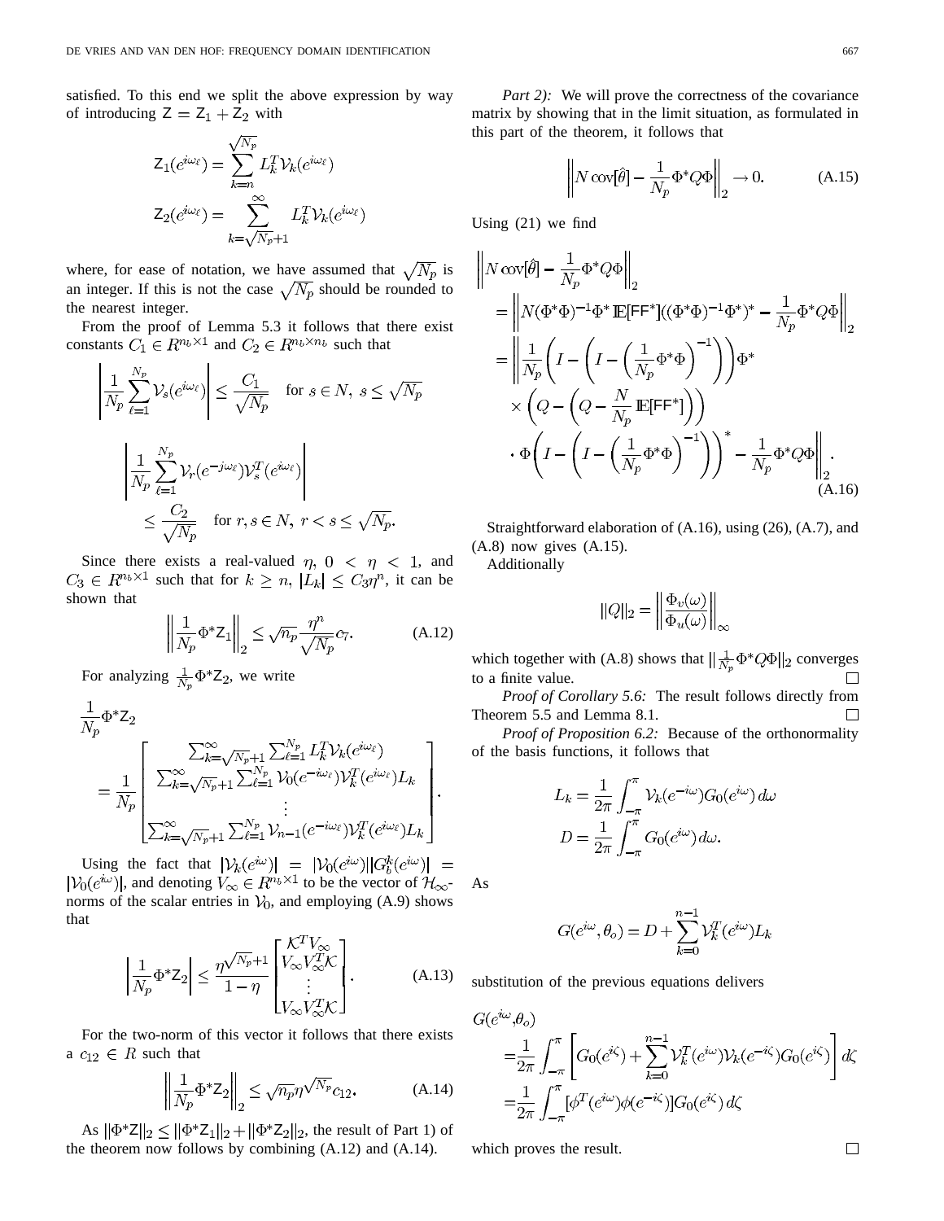satisfied. To this end we split the above expression by way of introducing $\mathsf{Z} = \mathsf{Z}_1 + \mathsf{Z}_2$ with

$$\mathsf{Z}_1(e^{i\omega_\ell}) = \sum_{k=n}^{\sqrt{N_p}} L_k^T \mathcal{V}_k(e^{i\omega_\ell})$$

$$\mathsf{Z}_2(e^{i\omega_\ell}) = \sum_{k=\sqrt{N_p}+1}^{\infty} L_k^T \mathcal{V}_k(e^{i\omega_\ell})$$

where, for ease of notation, we have assumed that $\sqrt{N_p}$ is an integer. If this is not the case $\sqrt{N_p}$ should be rounded to the nearest integer.

From the proof of Lemma 5.3 it follows that there exist constants $C_1 \in R^{n_b \times 1}$ and $C_2 \in R^{n_b \times n_b}$ such that

$$\left| \frac{1}{N_p} \sum_{\ell=1}^{N_p} \mathcal{V}_s(e^{i\omega_\ell}) \right| \le \frac{C_1}{\sqrt{N_p}} \quad \text{for } s \in N,\ s \le \sqrt{N_p}$$

$$\left| \frac{1}{N_p} \sum_{\ell=1}^{N_p} \mathcal{V}_r(e^{-j\omega_\ell}) \mathcal{V}_s^T(e^{i\omega_\ell}) \right| \le \frac{C_2}{\sqrt{N_p}} \quad \text{for } r, s \in N,\ r < s \le \sqrt{N_p}.$$

Since there exists a real-valued $\eta$, $0 < \eta < 1$, and $C_3 \in R^{n_b \times 1}$ such that for $k \ge n$, $|L_k| \le C_3 \eta^n$, it can be shown that

$$\left\| \frac{1}{N_p} \Phi^* \mathsf{Z}_1 \right\|_2 \le \sqrt{n_p} \frac{\eta^n}{\sqrt{N_p}} c_7. \tag{A.12}$$

For analyzing $\frac{1}{N_p}\Phi^*\mathsf{Z}_2$, we write

$$\frac{1}{N_p}\Phi^*\mathsf{Z}_2 = \frac{1}{N_p} \begin{bmatrix} \sum_{k=\sqrt{N_p}+1}^{\infty} \sum_{\ell=1}^{N_p} L_k^T \mathcal{V}_k(e^{i\omega_\ell}) \\ \sum_{k=\sqrt{N_p}+1}^{\infty} \sum_{\ell=1}^{N_p} \mathcal{V}_0(e^{-i\omega_\ell}) \mathcal{V}_k^T(e^{i\omega_\ell}) L_k \\ \vdots \\ \sum_{k=\sqrt{N_p}+1}^{\infty} \sum_{\ell=1}^{N_p} \mathcal{V}_{n-1}(e^{-i\omega_\ell}) \mathcal{V}_k^T(e^{i\omega_\ell}) L_k \end{bmatrix}.$$

Using the fact that $|\mathcal{V}_k(e^{i\omega})| = |\mathcal{V}_0(e^{i\omega})||G_b^k(e^{i\omega})| = |\mathcal{V}_0(e^{i\omega})|$, and denoting $V_\infty \in R^{n_b \times 1}$ to be the vector of $\mathcal{H}_\infty$-norms of the scalar entries in $\mathcal{V}_0$, and employing (A.9) shows that

$$\left| \frac{1}{N_p}\Phi^*\mathsf{Z}_2 \right| \le \frac{\eta^{\sqrt{N_p}+1}}{1-\eta} \begin{bmatrix} \mathcal{K}^T V_\infty \\ V_\infty V_\infty^T \mathcal{K} \\ \vdots \\ V_\infty V_\infty^T \mathcal{K} \end{bmatrix}. \tag{A.13}$$

For the two-norm of this vector it follows that there exists a $c_{12} \in R$ such that

$$\left\| \frac{1}{N_p}\Phi^*\mathsf{Z}_2 \right\|_2 \le \sqrt{n_p}\,\eta^{\sqrt{N_p}} c_{12}. \tag{A.14}$$

As $\|\Phi^*\mathsf{Z}\|_2 \le \|\Phi^*\mathsf{Z}_1\|_2 + \|\Phi^*\mathsf{Z}_2\|_2$, the result of Part 1) of the theorem now follows by combining (A.12) and (A.14).

*Part 2):* We will prove the correctness of the covariance matrix by showing that in the limit situation, as formulated in this part of the theorem, it follows that

$$\left\| N\,\mathrm{cov}[\hat{\theta}] - \frac{1}{N_p}\Phi^* Q \Phi \right\|_2 \to 0. \tag{A.15}$$

Using (21) we find

$$\begin{aligned}
&\left\| N\,\mathrm{cov}[\hat{\theta}] - \frac{1}{N_p}\Phi^* Q \Phi \right\|_2 \\
&= \left\| N(\Phi^*\Phi)^{-1}\Phi^* \mathbb{E}[\mathsf{F}\mathsf{F}^*]((\Phi^*\Phi)^{-1}\Phi^*)^* - \frac{1}{N_p}\Phi^* Q \Phi \right\|_2 \\
&= \Bigg\| \frac{1}{N_p}\left(I - \left(I - \left(\frac{1}{N_p}\Phi^*\Phi\right)^{-1}\right)\right)\Phi^* \\
&\quad \times \left(Q - \left(Q - \frac{N}{N_p}\mathbb{E}[\mathsf{F}\mathsf{F}^*]\right)\right) \\
&\quad \cdot \Phi\left(I - \left(I - \left(\frac{1}{N_p}\Phi^*\Phi\right)^{-1}\right)\right)^* - \frac{1}{N_p}\Phi^* Q \Phi \Bigg\|_2.
\end{aligned} \tag{A.16}$$

Straightforward elaboration of (A.16), using (26), (A.7), and (A.8) now gives (A.15).

Additionally

$$\|Q\|_2 = \left\| \frac{\Phi_v(\omega)}{\Phi_u(\omega)} \right\|_\infty$$

which together with (A.8) shows that $\|\frac{1}{N_p}\Phi^* Q \Phi\|_2$ converges to a finite value. □

*Proof of Corollary 5.6:* The result follows directly from Theorem 5.5 and Lemma 8.1. □

*Proof of Proposition 6.2:* Because of the orthonormality of the basis functions, it follows that

$$L_k = \frac{1}{2\pi}\int_{-\pi}^{\pi} \mathcal{V}_k(e^{-i\omega}) G_0(e^{i\omega})\, d\omega$$

$$D = \frac{1}{2\pi}\int_{-\pi}^{\pi} G_0(e^{i\omega})\, d\omega.$$

As

$$G(e^{i\omega}, \theta_o) = D + \sum_{k=0}^{n-1} \mathcal{V}_k^T(e^{i\omega}) L_k$$

substitution of the previous equations delivers

$$\begin{aligned}
G(e^{i\omega}, \theta_o) &= \frac{1}{2\pi}\int_{-\pi}^{\pi} \left[ G_0(e^{i\zeta}) + \sum_{k=0}^{n-1} \mathcal{V}_k^T(e^{i\omega}) \mathcal{V}_k(e^{-i\zeta}) G_0(e^{i\zeta}) \right] d\zeta \\
&= \frac{1}{2\pi}\int_{-\pi}^{\pi} [\phi^T(e^{i\omega})\phi(e^{-i\zeta})] G_0(e^{i\zeta})\, d\zeta
\end{aligned}$$

which proves the result. □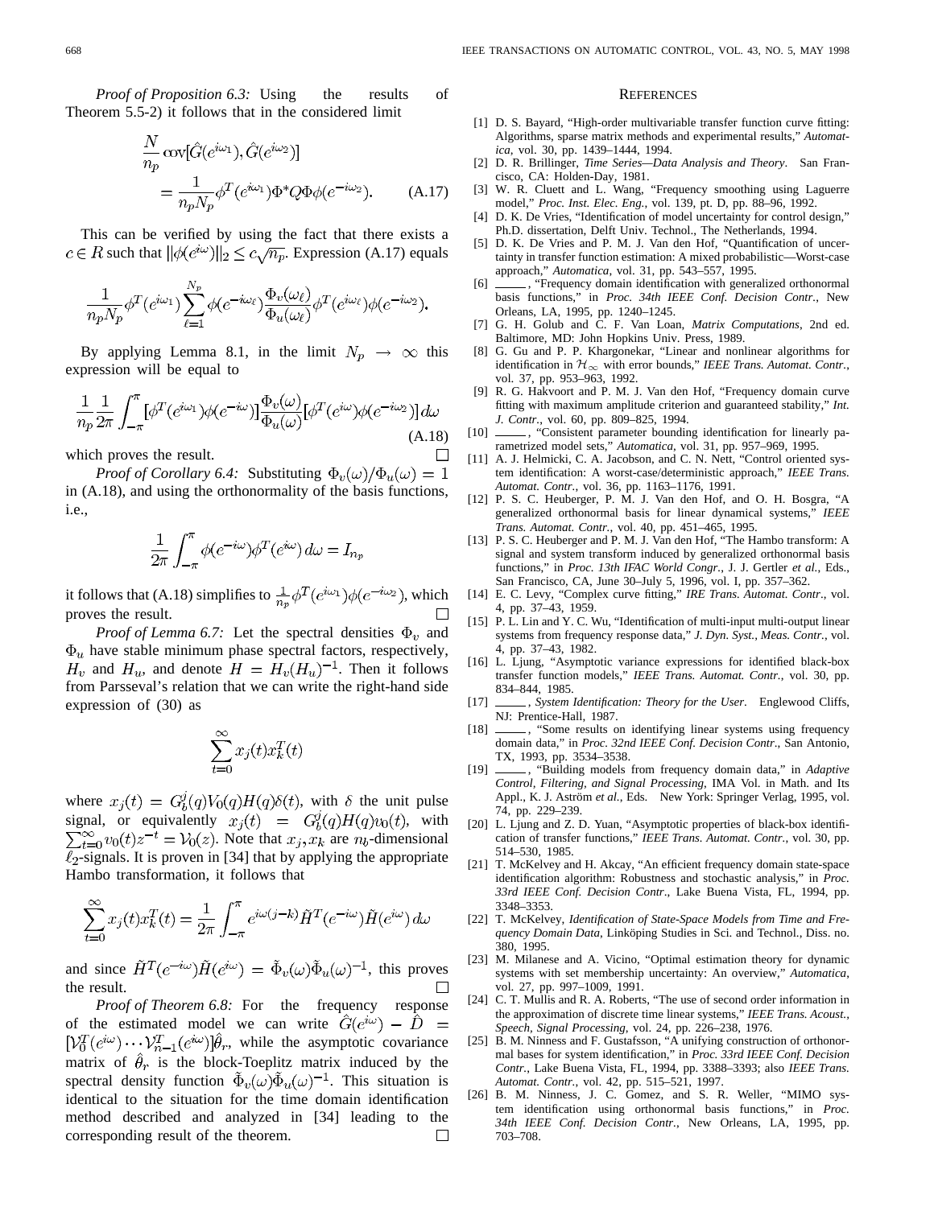*Proof of Proposition 6.3:* Using the results of Theorem 5.5-2) it follows that in the considered limit

$$\frac{N}{n_p}\text{cov}[\hat{G}(e^{i\omega_1}), \hat{G}(e^{i\omega_2})] = \frac{1}{n_p N_p}\phi^T(e^{i\omega_1})\Phi^* Q \Phi \phi(e^{-i\omega_2}). \tag{A.17}$$

This can be verified by using the fact that there exists a $c \in R$ such that $\|\phi(e^{i\omega})\|_2 \leq c\sqrt{n_p}$. Expression (A.17) equals

$$\frac{1}{n_p N_p}\phi^T(e^{i\omega_1})\sum_{\ell=1}^{N_p}\phi(e^{-i\omega_\ell})\frac{\Phi_v(\omega_\ell)}{\Phi_u(\omega_\ell)}\phi^T(e^{i\omega_\ell})\phi(e^{-i\omega_2}).$$

By applying Lemma 8.1, in the limit $N_p \to \infty$ this expression will be equal to

$$\frac{1}{n_p}\frac{1}{2\pi}\int_{-\pi}^{\pi}[\phi^T(e^{i\omega_1})\phi(e^{-i\omega})]\frac{\Phi_v(\omega)}{\Phi_u(\omega)}[\phi^T(e^{i\omega})\phi(e^{-i\omega_2})]\,d\omega \tag{A.18}$$

which proves the result. □

*Proof of Corollary 6.4:* Substituting $\Phi_v(\omega)/\Phi_u(\omega) = 1$ in (A.18), and using the orthonormality of the basis functions, i.e.,

$$\frac{1}{2\pi}\int_{-\pi}^{\pi}\phi(e^{-i\omega})\phi^T(e^{i\omega})\,d\omega = I_{n_p}$$

it follows that (A.18) simplifies to $\frac{1}{n_p}\phi^T(e^{i\omega_1})\phi(e^{-i\omega_2})$, which proves the result. □

*Proof of Lemma 6.7:* Let the spectral densities $\Phi_v$ and $\Phi_u$ have stable minimum phase spectral factors, respectively, $H_v$ and $H_u$, and denote $H = H_v(H_u)^{-1}$. Then it follows from Parsseval's relation that we can write the right-hand side expression of (30) as

$$\sum_{t=0}^{\infty} x_j(t)x_k^T(t)$$

where $x_j(t) = G_b^j(q)V_0(q)H(q)\delta(t)$, with $\delta$ the unit pulse signal, or equivalently $x_j(t) = G_b^j(q)H(q)v_0(t)$, with $\sum_{t=0}^{\infty} v_0(t)z^{-t} = \mathcal{V}_0(z)$. Note that $x_j, x_k$ are $n_b$-dimensional $\ell_2$-signals. It is proven in [34] that by applying the appropriate Hambo transformation, it follows that

$$\sum_{t=0}^{\infty} x_j(t)x_k^T(t) = \frac{1}{2\pi}\int_{-\pi}^{\pi} e^{i\omega(j-k)}\tilde{H}^T(e^{-i\omega})\tilde{H}(e^{i\omega})\,d\omega$$

and since $\tilde{H}^T(e^{-i\omega})\tilde{H}(e^{i\omega}) = \tilde{\Phi}_v(\omega)\tilde{\Phi}_u(\omega)^{-1}$, this proves the result. □

*Proof of Theorem 6.8:* For the frequency response of the estimated model we can write $\hat{G}(e^{i\omega}) - \hat{D} = [\mathcal{V}_0^T(e^{i\omega}) \cdots \mathcal{V}_{n-1}^T(e^{i\omega})]\hat{\theta}_r$, while the asymptotic covariance matrix of $\hat{\theta}_r$ is the block-Toeplitz matrix induced by the spectral density function $\tilde{\Phi}_v(\omega)\tilde{\Phi}_u(\omega)^{-1}$. This situation is identical to the situation for the time domain identification method described and analyzed in [34] leading to the corresponding result of the theorem. □

## References

[1] D. S. Bayard, "High-order multivariable transfer function curve fitting: Algorithms, sparse matrix methods and experimental results," *Automatica*, vol. 30, pp. 1439–1444, 1994.

[2] D. R. Brillinger, *Time Series—Data Analysis and Theory*. San Francisco, CA: Holden-Day, 1981.

[3] W. R. Cluett and L. Wang, "Frequency smoothing using Laguerre model," *Proc. Inst. Elec. Eng.*, vol. 139, pt. D, pp. 88–96, 1992.

[4] D. K. De Vries, "Identification of model uncertainty for control design," Ph.D. dissertation, Delft Univ. Technol., The Netherlands, 1994.

[5] D. K. De Vries and P. M. J. Van den Hof, "Quantification of uncertainty in transfer function estimation: A mixed probabilistic—Worst-case approach," *Automatica*, vol. 31, pp. 543–557, 1995.

[6] ——, "Frequency domain identification with generalized orthonormal basis functions," in *Proc. 34th IEEE Conf. Decision Contr.*, New Orleans, LA, 1995, pp. 1240–1245.

[7] G. H. Golub and C. F. Van Loan, *Matrix Computations*, 2nd ed. Baltimore, MD: John Hopkins Univ. Press, 1989.

[8] G. Gu and P. P. Khargonekar, "Linear and nonlinear algorithms for identification in $\mathcal{H}_\infty$ with error bounds," *IEEE Trans. Automat. Contr.*, vol. 37, pp. 953–963, 1992.

[9] R. G. Hakvoort and P. M. J. Van den Hof, "Frequency domain curve fitting with maximum amplitude criterion and guaranteed stability," *Int. J. Contr.*, vol. 60, pp. 809–825, 1994.

[10] ——, "Consistent parameter bounding identification for linearly parametrized model sets," *Automatica*, vol. 31, pp. 957–969, 1995.

[11] A. J. Helmicki, C. A. Jacobson, and C. N. Nett, "Control oriented system identification: A worst-case/deterministic approach," *IEEE Trans. Automat. Contr.*, vol. 36, pp. 1163–1176, 1991.

[12] P. S. C. Heuberger, P. M. J. Van den Hof, and O. H. Bosgra, "A generalized orthonormal basis for linear dynamical systems," *IEEE Trans. Automat. Contr.*, vol. 40, pp. 451–465, 1995.

[13] P. S. C. Heuberger and P. M. J. Van den Hof, "The Hambo transform: A signal and system transform induced by generalized orthonormal basis functions," in *Proc. 13th IFAC World Congr.*, J. J. Gertler *et al.*, Eds., San Francisco, CA, June 30–July 5, 1996, vol. I, pp. 357–362.

[14] E. C. Levy, "Complex curve fitting," *IRE Trans. Automat. Contr.*, vol. 4, pp. 37–43, 1959.

[15] P. L. Lin and Y. C. Wu, "Identification of multi-input multi-output linear systems from frequency response data," *J. Dyn. Syst., Meas. Contr.*, vol. 4, pp. 37–43, 1982.

[16] L. Ljung, "Asymptotic variance expressions for identified black-box transfer function models," *IEEE Trans. Automat. Contr.*, vol. 30, pp. 834–844, 1985.

[17] ——, *System Identification: Theory for the User*. Englewood Cliffs, NJ: Prentice-Hall, 1987.

[18] ——, "Some results on identifying linear systems using frequency domain data," in *Proc. 32nd IEEE Conf. Decision Contr.*, San Antonio, TX, 1993, pp. 3534–3538.

[19] ——, "Building models from frequency domain data," in *Adaptive Control, Filtering, and Signal Processing*, IMA Vol. in Math. and Its Appl., K. J. Åström *et al.*, Eds. New York: Springer Verlag, 1995, vol. 74, pp. 229–239.

[20] L. Ljung and Z. D. Yuan, "Asymptotic properties of black-box identification of transfer functions," *IEEE Trans. Automat. Contr.*, vol. 30, pp. 514–530, 1985.

[21] T. McKelvey and H. Akcay, "An efficient frequency domain state-space identification algorithm: Robustness and stochastic analysis," in *Proc. 33rd IEEE Conf. Decision Contr.*, Lake Buena Vista, FL, 1994, pp. 3348–3353.

[22] T. McKelvey, *Identification of State-Space Models from Time and Frequency Domain Data*, Linköping Studies in Sci. and Technol., Diss. no. 380, 1995.

[23] M. Milanese and A. Vicino, "Optimal estimation theory for dynamic systems with set membership uncertainty: An overview," *Automatica*, vol. 27, pp. 997–1009, 1991.

[24] C. T. Mullis and R. A. Roberts, "The use of second order information in the approximation of discrete time linear systems," *IEEE Trans. Acoust., Speech, Signal Processing*, vol. 24, pp. 226–238, 1976.

[25] B. M. Ninness and F. Gustafsson, "A unifying construction of orthonormal bases for system identification," in *Proc. 33rd IEEE Conf. Decision Contr.*, Lake Buena Vista, FL, 1994, pp. 3388–3393; also *IEEE Trans. Automat. Contr.*, vol. 42, pp. 515–521, 1997.

[26] B. M. Ninness, J. C. Gomez, and S. R. Weller, "MIMO system identification using orthonormal basis functions," in *Proc. 34th IEEE Conf. Decision Contr.*, New Orleans, LA, 1995, pp. 703–708.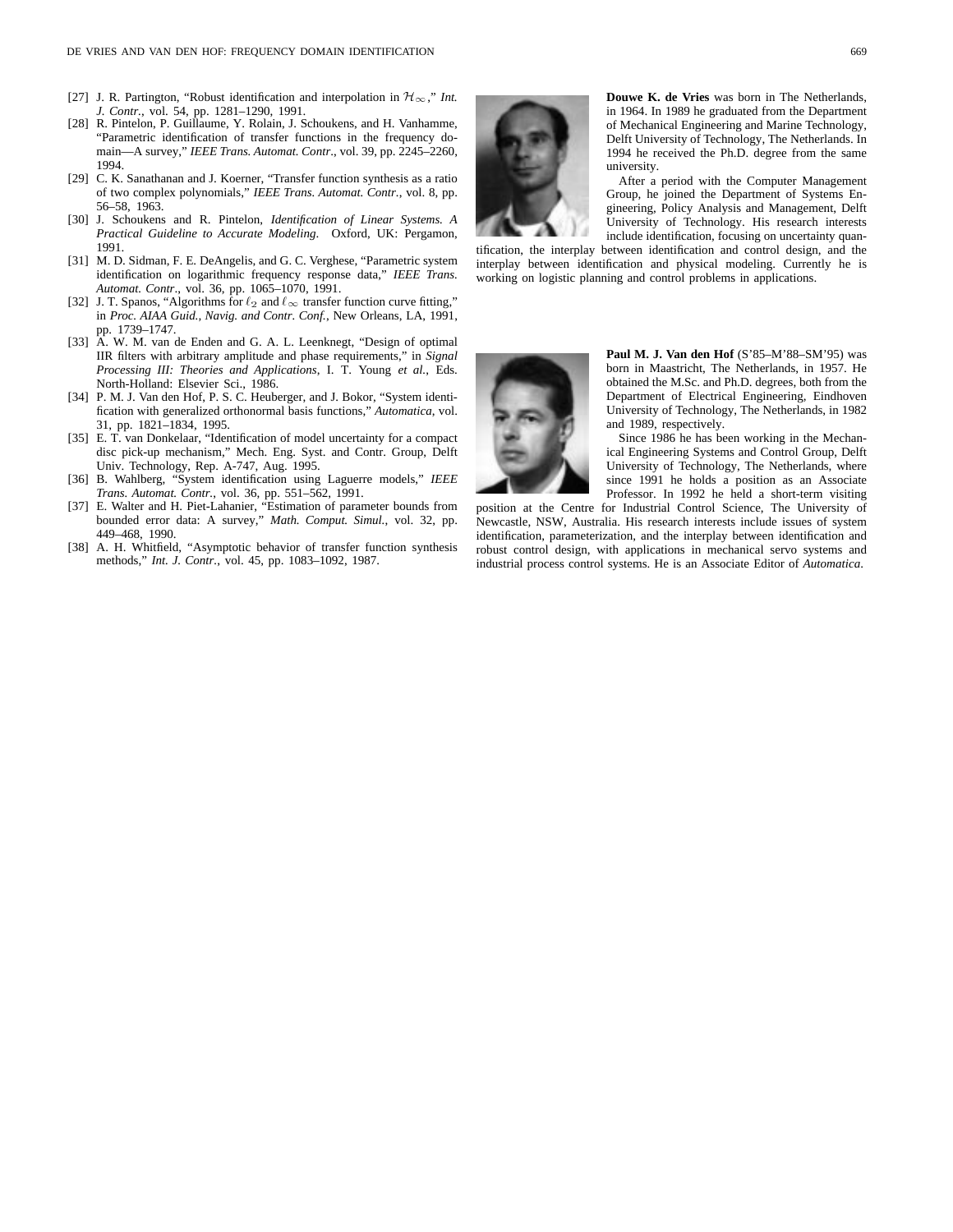[27] J. R. Partington, "Robust identification and interpolation in $\mathcal{H}_\infty$," *Int. J. Contr.*, vol. 54, pp. 1281–1290, 1991.

[28] R. Pintelon, P. Guillaume, Y. Rolain, J. Schoukens, and H. Vanhamme, "Parametric identification of transfer functions in the frequency domain—A survey," *IEEE Trans. Automat. Contr.*, vol. 39, pp. 2245–2260, 1994.

[29] C. K. Sanathanan and J. Koerner, "Transfer function synthesis as a ratio of two complex polynomials," *IEEE Trans. Automat. Contr.*, vol. 8, pp. 56–58, 1963.

[30] J. Schoukens and R. Pintelon, *Identification of Linear Systems. A Practical Guideline to Accurate Modeling*. Oxford, UK: Pergamon, 1991.

[31] M. D. Sidman, F. E. DeAngelis, and G. C. Verghese, "Parametric system identification on logarithmic frequency response data," *IEEE Trans. Automat. Contr.*, vol. 36, pp. 1065–1070, 1991.

[32] J. T. Spanos, "Algorithms for $\ell_2$ and $\ell_\infty$ transfer function curve fitting," in *Proc. AIAA Guid., Navig. and Contr. Conf.*, New Orleans, LA, 1991, pp. 1739–1747.

[33] A. W. M. van de Enden and G. A. L. Leenknegt, "Design of optimal IIR filters with arbitrary amplitude and phase requirements," in *Signal Processing III: Theories and Applications*, I. T. Young *et al.*, Eds. North-Holland: Elsevier Sci., 1986.

[34] P. M. J. Van den Hof, P. S. C. Heuberger, and J. Bokor, "System identification with generalized orthonormal basis functions," *Automatica*, vol. 31, pp. 1821–1834, 1995.

[35] E. T. van Donkelaar, "Identification of model uncertainty for a compact disc pick-up mechanism," Mech. Eng. Syst. and Contr. Group, Delft Univ. Technology, Rep. A-747, Aug. 1995.

[36] B. Wahlberg, "System identification using Laguerre models," *IEEE Trans. Automat. Contr.*, vol. 36, pp. 551–562, 1991.

[37] E. Walter and H. Piet-Lahanier, "Estimation of parameter bounds from bounded error data: A survey," *Math. Comput. Simul.*, vol. 32, pp. 449–468, 1990.

[38] A. H. Whitfield, "Asymptotic behavior of transfer function synthesis methods," *Int. J. Contr.*, vol. 45, pp. 1083–1092, 1987.

**Douwe K. de Vries** was born in The Netherlands, in 1964. In 1989 he graduated from the Department of Mechanical Engineering and Marine Technology, Delft University of Technology, The Netherlands. In 1994 he received the Ph.D. degree from the same university.

After a period with the Computer Management Group, he joined the Department of Systems Engineering, Policy Analysis and Management, Delft University of Technology. His research interests include identification, focusing on uncertainty quantification, the interplay between identification and control design, and the interplay between identification and physical modeling. Currently he is working on logistic planning and control problems in applications.

**Paul M. J. Van den Hof** (S'85–M'88–SM'95) was born in Maastricht, The Netherlands, in 1957. He obtained the M.Sc. and Ph.D. degrees, both from the Department of Electrical Engineering, Eindhoven University of Technology, The Netherlands, in 1982 and 1989, respectively.

Since 1986 he has been working in the Mechanical Engineering Systems and Control Group, Delft University of Technology, The Netherlands, where since 1991 he holds a position as an Associate Professor. In 1992 he held a short-term visiting position at the Centre for Industrial Control Science, The University of Newcastle, NSW, Australia. His research interests include issues of system identification, parameterization, and the interplay between identification and robust control design, with applications in mechanical servo systems and industrial process control systems. He is an Associate Editor of *Automatica*.